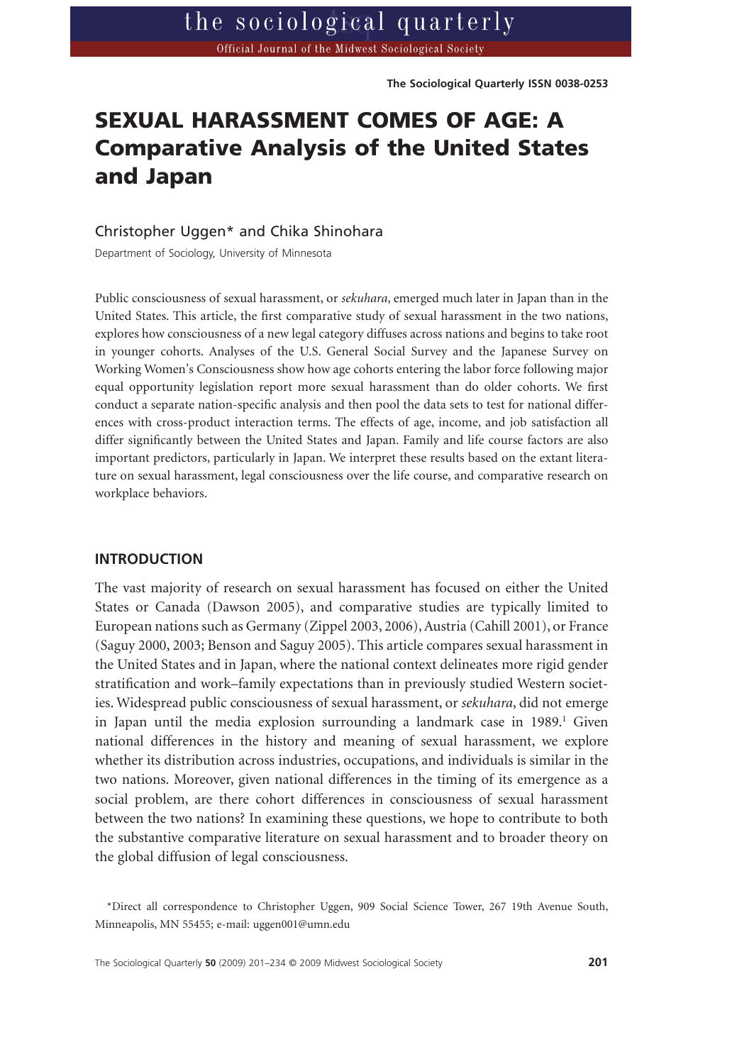# SEXUAL HARASSMENT COMES OF AGE: A Comparative Analysis of the United States and Japan

Christopher Uggen* and Chika Shinohara

Department of Sociology, University of Minnesota

Public consciousness of sexual harassment, or *sekuhara*, emerged much later in Japan than in the United States. This article, the first comparative study of sexual harassment in the two nations, explores how consciousness of a new legal category diffuses across nations and begins to take root in younger cohorts. Analyses of the U.S. General Social Survey and the Japanese Survey on Working Women's Consciousness show how age cohorts entering the labor force following major equal opportunity legislation report more sexual harassment than do older cohorts. We first conduct a separate nation-specific analysis and then pool the data sets to test for national differences with cross-product interaction terms. The effects of age, income, and job satisfaction all differ significantly between the United States and Japan. Family and life course factors are also important predictors, particularly in Japan. We interpret these results based on the extant literature on sexual harassment, legal consciousness over the life course, and comparative research on workplace behaviors.

## INTRODUCTION

The vast majority of research on sexual harassment has focused on either the United States or Canada (Dawson 2005), and comparative studies are typically limited to European nations such as Germany (Zippel 2003, 2006), Austria (Cahill 2001), or France (Saguy 2000, 2003; Benson and Saguy 2005). This article compares sexual harassment in the United States and in Japan, where the national context delineates more rigid gender stratification and work–family expectations than in previously studied Western societies. Widespread public consciousness of sexual harassment, or *sekuhara*, did not emerge in Japan until the media explosion surrounding a landmark case in 1989.[1] Given national differences in the history and meaning of sexual harassment, we explore whether its distribution across industries, occupations, and individuals is similar in the two nations. Moreover, given national differences in the timing of its emergence as a social problem, are there cohort differences in consciousness of sexual harassment between the two nations? In examining these questions, we hope to contribute to both the substantive comparative literature on sexual harassment and to broader theory on the global diffusion of legal consciousness.

*Direct all correspondence to Christopher Uggen, 909 Social Science Tower, 267 19th Avenue South, Minneapolis, MN 55455; e-mail: uggen001@umn.edu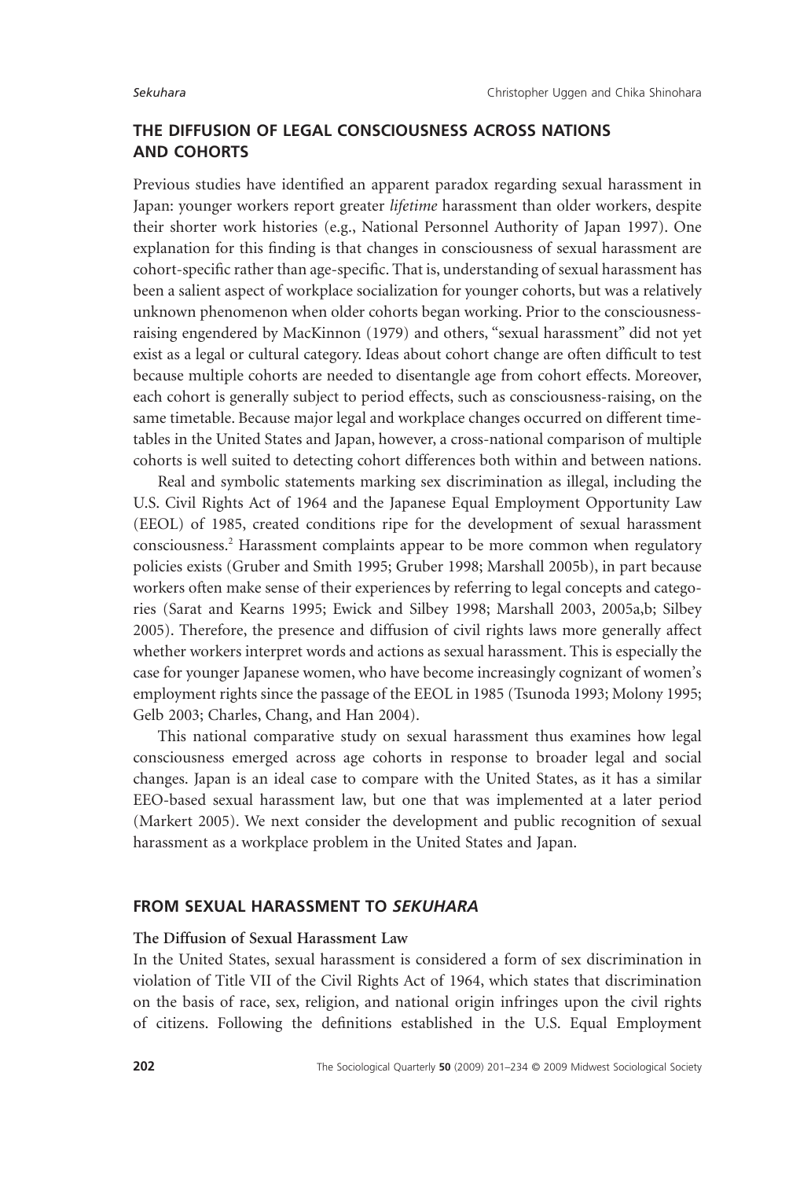## THE DIFFUSION OF LEGAL CONSCIOUSNESS ACROSS NATIONS AND COHORTS

Previous studies have identified an apparent paradox regarding sexual harassment in Japan: younger workers report greater *lifetime* harassment than older workers, despite their shorter work histories (e.g., National Personnel Authority of Japan 1997). One explanation for this finding is that changes in consciousness of sexual harassment are cohort-specific rather than age-specific. That is, understanding of sexual harassment has been a salient aspect of workplace socialization for younger cohorts, but was a relatively unknown phenomenon when older cohorts began working. Prior to the consciousness-raising engendered by MacKinnon (1979) and others, "sexual harassment" did not yet exist as a legal or cultural category. Ideas about cohort change are often difficult to test because multiple cohorts are needed to disentangle age from cohort effects. Moreover, each cohort is generally subject to period effects, such as consciousness-raising, on the same timetable. Because major legal and workplace changes occurred on different timetables in the United States and Japan, however, a cross-national comparison of multiple cohorts is well suited to detecting cohort differences both within and between nations.

Real and symbolic statements marking sex discrimination as illegal, including the U.S. Civil Rights Act of 1964 and the Japanese Equal Employment Opportunity Law (EEOL) of 1985, created conditions ripe for the development of sexual harassment consciousness.[2] Harassment complaints appear to be more common when regulatory policies exists (Gruber and Smith 1995; Gruber 1998; Marshall 2005b), in part because workers often make sense of their experiences by referring to legal concepts and categories (Sarat and Kearns 1995; Ewick and Silbey 1998; Marshall 2003, 2005a,b; Silbey 2005). Therefore, the presence and diffusion of civil rights laws more generally affect whether workers interpret words and actions as sexual harassment. This is especially the case for younger Japanese women, who have become increasingly cognizant of women's employment rights since the passage of the EEOL in 1985 (Tsunoda 1993; Molony 1995; Gelb 2003; Charles, Chang, and Han 2004).

This national comparative study on sexual harassment thus examines how legal consciousness emerged across age cohorts in response to broader legal and social changes. Japan is an ideal case to compare with the United States, as it has a similar EEO-based sexual harassment law, but one that was implemented at a later period (Markert 2005). We next consider the development and public recognition of sexual harassment as a workplace problem in the United States and Japan.

## FROM SEXUAL HARASSMENT TO *SEKUHARA*

### The Diffusion of Sexual Harassment Law

In the United States, sexual harassment is considered a form of sex discrimination in violation of Title VII of the Civil Rights Act of 1964, which states that discrimination on the basis of race, sex, religion, and national origin infringes upon the civil rights of citizens. Following the definitions established in the U.S. Equal Employment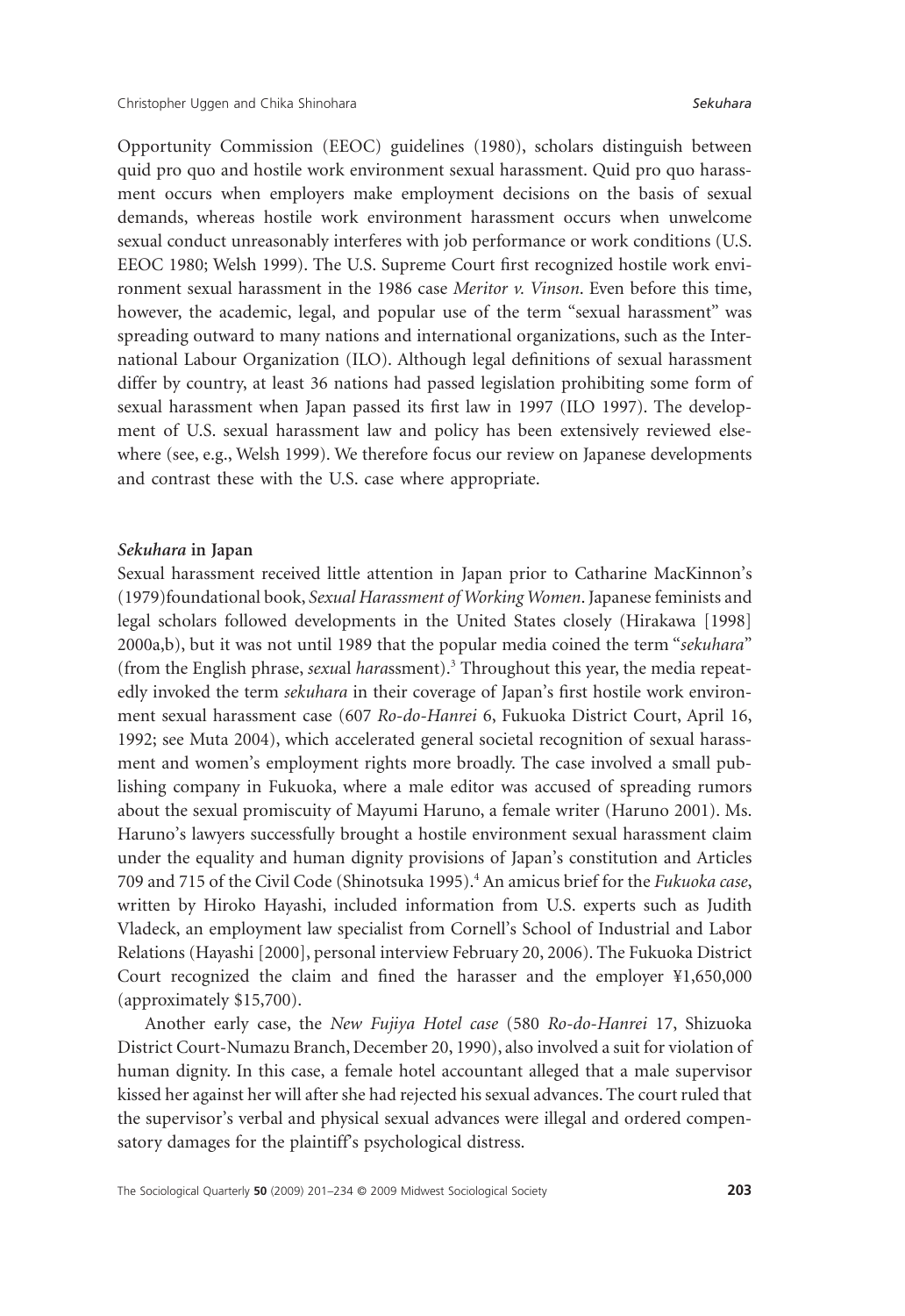Opportunity Commission (EEOC) guidelines (1980), scholars distinguish between quid pro quo and hostile work environment sexual harassment. Quid pro quo harassment occurs when employers make employment decisions on the basis of sexual demands, whereas hostile work environment harassment occurs when unwelcome sexual conduct unreasonably interferes with job performance or work conditions (U.S. EEOC 1980; Welsh 1999). The U.S. Supreme Court first recognized hostile work environment sexual harassment in the 1986 case *Meritor v. Vinson*. Even before this time, however, the academic, legal, and popular use of the term "sexual harassment" was spreading outward to many nations and international organizations, such as the International Labour Organization (ILO). Although legal definitions of sexual harassment differ by country, at least 36 nations had passed legislation prohibiting some form of sexual harassment when Japan passed its first law in 1997 (ILO 1997). The development of U.S. sexual harassment law and policy has been extensively reviewed elsewhere (see, e.g., Welsh 1999). We therefore focus our review on Japanese developments and contrast these with the U.S. case where appropriate.

### *Sekuhara* in Japan

Sexual harassment received little attention in Japan prior to Catharine MacKinnon's (1979)foundational book, *Sexual Harassment of Working Women*. Japanese feminists and legal scholars followed developments in the United States closely (Hirakawa [1998] 2000a,b), but it was not until 1989 that the popular media coined the term "*sekuhara*" (from the English phrase, *sexu*al *hara*ssment).[3] Throughout this year, the media repeatedly invoked the term *sekuhara* in their coverage of Japan's first hostile work environment sexual harassment case (607 *Ro-do-Hanrei* 6, Fukuoka District Court, April 16, 1992; see Muta 2004), which accelerated general societal recognition of sexual harassment and women's employment rights more broadly. The case involved a small publishing company in Fukuoka, where a male editor was accused of spreading rumors about the sexual promiscuity of Mayumi Haruno, a female writer (Haruno 2001). Ms. Haruno's lawyers successfully brought a hostile environment sexual harassment claim under the equality and human dignity provisions of Japan's constitution and Articles 709 and 715 of the Civil Code (Shinotsuka 1995).[4] An amicus brief for the *Fukuoka case*, written by Hiroko Hayashi, included information from U.S. experts such as Judith Vladeck, an employment law specialist from Cornell's School of Industrial and Labor Relations (Hayashi [2000], personal interview February 20, 2006). The Fukuoka District Court recognized the claim and fined the harasser and the employer ¥1,650,000 (approximately $15,700).

Another early case, the *New Fujiya Hotel case* (580 *Ro-do-Hanrei* 17, Shizuoka District Court-Numazu Branch, December 20, 1990), also involved a suit for violation of human dignity. In this case, a female hotel accountant alleged that a male supervisor kissed her against her will after she had rejected his sexual advances. The court ruled that the supervisor's verbal and physical sexual advances were illegal and ordered compensatory damages for the plaintiff's psychological distress.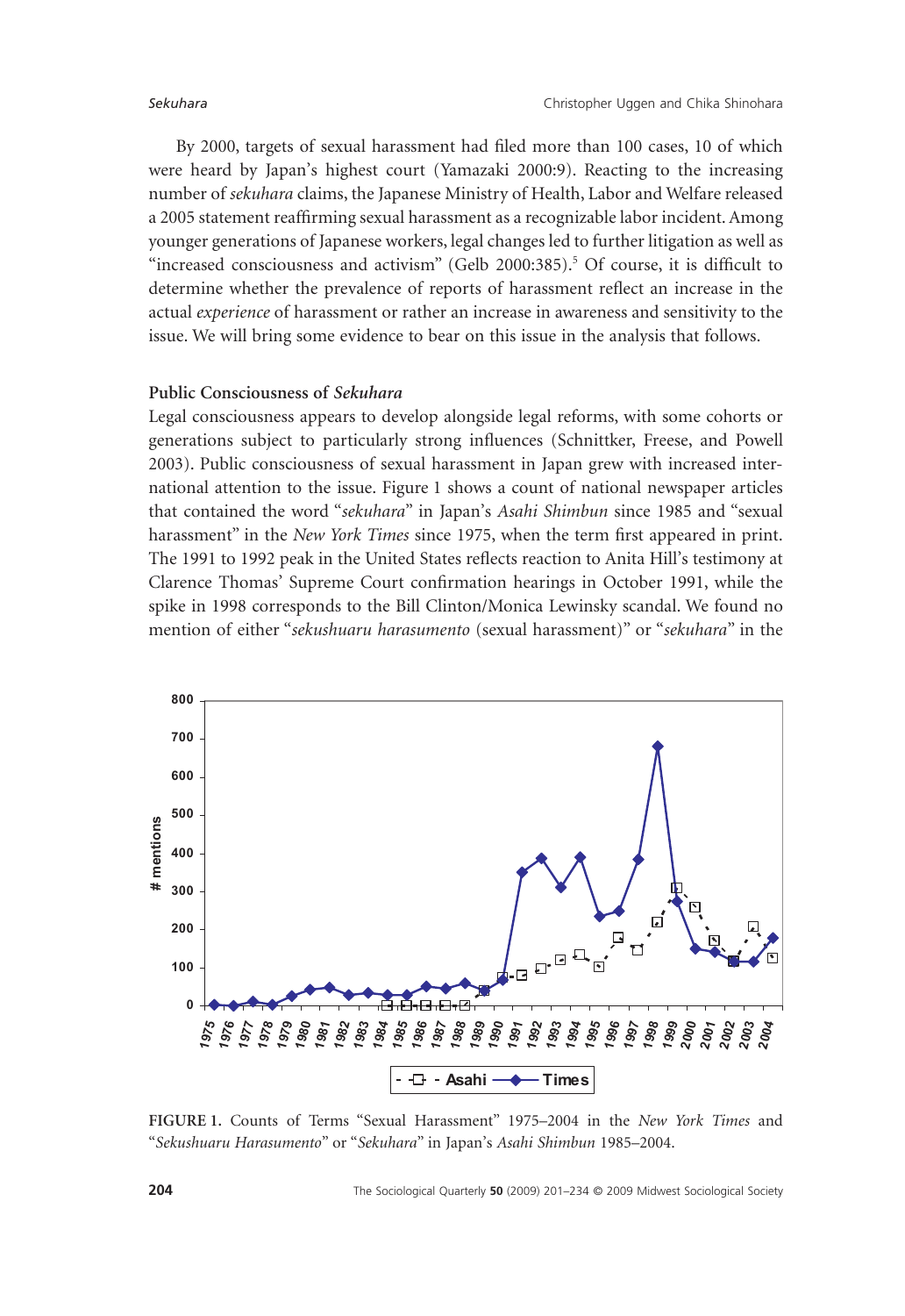By 2000, targets of sexual harassment had filed more than 100 cases, 10 of which were heard by Japan's highest court (Yamazaki 2000:9). Reacting to the increasing number of *sekuhara* claims, the Japanese Ministry of Health, Labor and Welfare released a 2005 statement reaffirming sexual harassment as a recognizable labor incident. Among younger generations of Japanese workers, legal changes led to further litigation as well as "increased consciousness and activism" (Gelb 2000:385).[5] Of course, it is difficult to determine whether the prevalence of reports of harassment reflect an increase in the actual *experience* of harassment or rather an increase in awareness and sensitivity to the issue. We will bring some evidence to bear on this issue in the analysis that follows.

### Public Consciousness of *Sekuhara*

Legal consciousness appears to develop alongside legal reforms, with some cohorts or generations subject to particularly strong influences (Schnittker, Freese, and Powell 2003). Public consciousness of sexual harassment in Japan grew with increased international attention to the issue. Figure 1 shows a count of national newspaper articles that contained the word "*sekuhara*" in Japan's *Asahi Shimbun* since 1985 and "sexual harassment" in the *New York Times* since 1975, when the term first appeared in print. The 1991 to 1992 peak in the United States reflects reaction to Anita Hill's testimony at Clarence Thomas' Supreme Court confirmation hearings in October 1991, while the spike in 1998 corresponds to the Bill Clinton/Monica Lewinsky scandal. We found no mention of either "*sekushuaru harasumento* (sexual harassment)" or "*sekuhara*" in the

FIGURE 1. Counts of Terms "Sexual Harassment" 1975–2004 in the *New York Times* and "*Sekushuaru Harasumento*" or "*Sekuhara*" in Japan's *Asahi Shimbun* 1985–2004.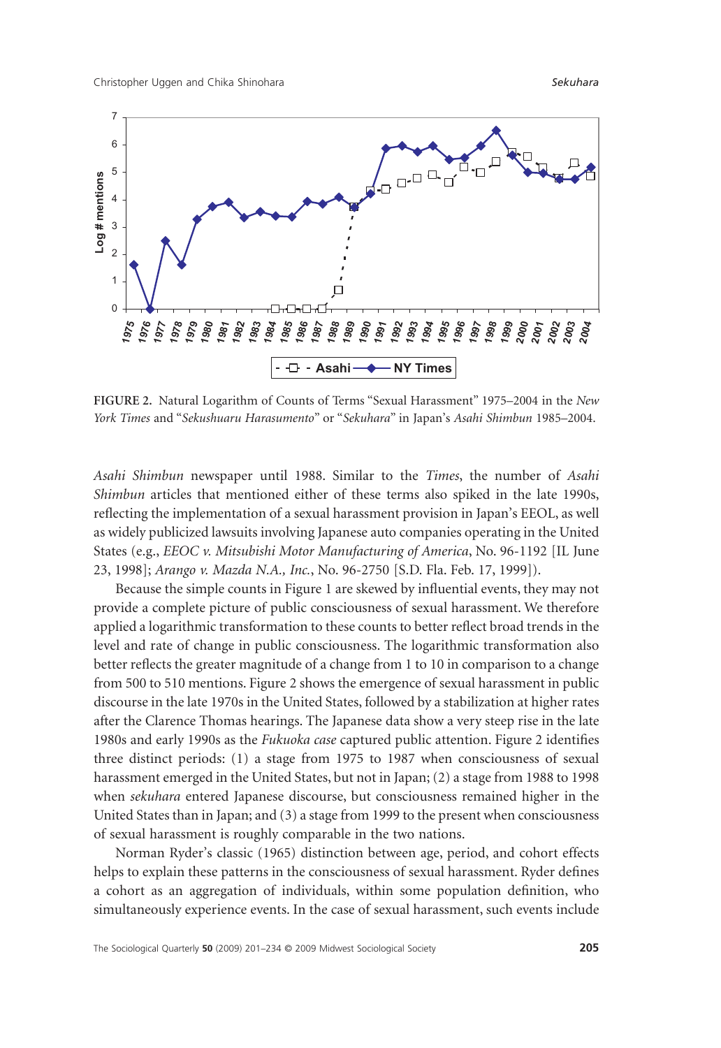FIGURE 2. Natural Logarithm of Counts of Terms "Sexual Harassment" 1975–2004 in the *New York Times* and "*Sekushuaru Harasumento*" or "*Sekuhara*" in Japan's *Asahi Shimbun* 1985–2004.

*Asahi Shimbun* newspaper until 1988. Similar to the *Times*, the number of *Asahi Shimbun* articles that mentioned either of these terms also spiked in the late 1990s, reflecting the implementation of a sexual harassment provision in Japan's EEOL, as well as widely publicized lawsuits involving Japanese auto companies operating in the United States (e.g., *EEOC v. Mitsubishi Motor Manufacturing of America*, No. 96-1192 [IL June 23, 1998]; *Arango v. Mazda N.A., Inc.*, No. 96-2750 [S.D. Fla. Feb. 17, 1999]).

Because the simple counts in Figure 1 are skewed by influential events, they may not provide a complete picture of public consciousness of sexual harassment. We therefore applied a logarithmic transformation to these counts to better reflect broad trends in the level and rate of change in public consciousness. The logarithmic transformation also better reflects the greater magnitude of a change from 1 to 10 in comparison to a change from 500 to 510 mentions. Figure 2 shows the emergence of sexual harassment in public discourse in the late 1970s in the United States, followed by a stabilization at higher rates after the Clarence Thomas hearings. The Japanese data show a very steep rise in the late 1980s and early 1990s as the *Fukuoka case* captured public attention. Figure 2 identifies three distinct periods: (1) a stage from 1975 to 1987 when consciousness of sexual harassment emerged in the United States, but not in Japan; (2) a stage from 1988 to 1998 when *sekuhara* entered Japanese discourse, but consciousness remained higher in the United States than in Japan; and (3) a stage from 1999 to the present when consciousness of sexual harassment is roughly comparable in the two nations.

Norman Ryder's classic (1965) distinction between age, period, and cohort effects helps to explain these patterns in the consciousness of sexual harassment. Ryder defines a cohort as an aggregation of individuals, within some population definition, who simultaneously experience events. In the case of sexual harassment, such events include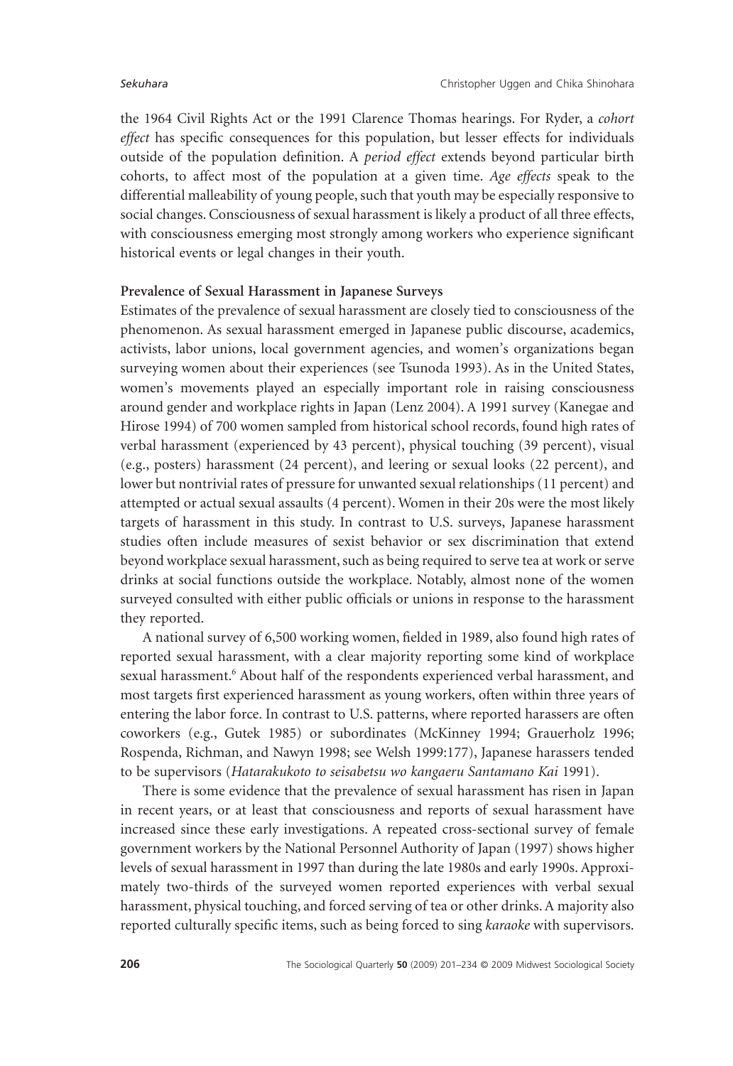the 1964 Civil Rights Act or the 1991 Clarence Thomas hearings. For Ryder, a *cohort effect* has specific consequences for this population, but lesser effects for individuals outside of the population definition. A *period effect* extends beyond particular birth cohorts, to affect most of the population at a given time. *Age effects* speak to the differential malleability of young people, such that youth may be especially responsive to social changes. Consciousness of sexual harassment is likely a product of all three effects, with consciousness emerging most strongly among workers who experience significant historical events or legal changes in their youth.

**Prevalence of Sexual Harassment in Japanese Surveys**

Estimates of the prevalence of sexual harassment are closely tied to consciousness of the phenomenon. As sexual harassment emerged in Japanese public discourse, academics, activists, labor unions, local government agencies, and women's organizations began surveying women about their experiences (see Tsunoda 1993). As in the United States, women's movements played an especially important role in raising consciousness around gender and workplace rights in Japan (Lenz 2004). A 1991 survey (Kanegae and Hirose 1994) of 700 women sampled from historical school records, found high rates of verbal harassment (experienced by 43 percent), physical touching (39 percent), visual (e.g., posters) harassment (24 percent), and leering or sexual looks (22 percent), and lower but nontrivial rates of pressure for unwanted sexual relationships (11 percent) and attempted or actual sexual assaults (4 percent). Women in their 20s were the most likely targets of harassment in this study. In contrast to U.S. surveys, Japanese harassment studies often include measures of sexist behavior or sex discrimination that extend beyond workplace sexual harassment, such as being required to serve tea at work or serve drinks at social functions outside the workplace. Notably, almost none of the women surveyed consulted with either public officials or unions in response to the harassment they reported.

A national survey of 6,500 working women, fielded in 1989, also found high rates of reported sexual harassment, with a clear majority reporting some kind of workplace sexual harassment.[6] About half of the respondents experienced verbal harassment, and most targets first experienced harassment as young workers, often within three years of entering the labor force. In contrast to U.S. patterns, where reported harassers are often coworkers (e.g., Gutek 1985) or subordinates (McKinney 1994; Grauerholz 1996; Rospenda, Richman, and Nawyn 1998; see Welsh 1999:177), Japanese harassers tended to be supervisors (*Hatarakukoto to seisabetsu wo kangaeru Santamano Kai* 1991).

There is some evidence that the prevalence of sexual harassment has risen in Japan in recent years, or at least that consciousness and reports of sexual harassment have increased since these early investigations. A repeated cross-sectional survey of female government workers by the National Personnel Authority of Japan (1997) shows higher levels of sexual harassment in 1997 than during the late 1980s and early 1990s. Approximately two-thirds of the surveyed women reported experiences with verbal sexual harassment, physical touching, and forced serving of tea or other drinks. A majority also reported culturally specific items, such as being forced to sing *karaoke* with supervisors.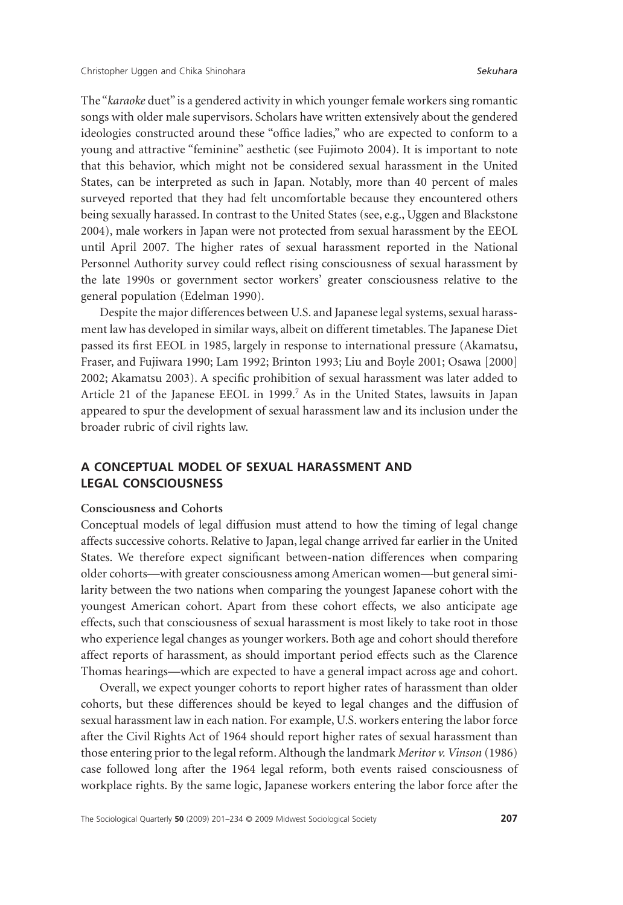The "*karaoke* duet" is a gendered activity in which younger female workers sing romantic songs with older male supervisors. Scholars have written extensively about the gendered ideologies constructed around these "office ladies," who are expected to conform to a young and attractive "feminine" aesthetic (see Fujimoto 2004). It is important to note that this behavior, which might not be considered sexual harassment in the United States, can be interpreted as such in Japan. Notably, more than 40 percent of males surveyed reported that they had felt uncomfortable because they encountered others being sexually harassed. In contrast to the United States (see, e.g., Uggen and Blackstone 2004), male workers in Japan were not protected from sexual harassment by the EEOL until April 2007. The higher rates of sexual harassment reported in the National Personnel Authority survey could reflect rising consciousness of sexual harassment by the late 1990s or government sector workers' greater consciousness relative to the general population (Edelman 1990).

Despite the major differences between U.S. and Japanese legal systems, sexual harassment law has developed in similar ways, albeit on different timetables. The Japanese Diet passed its first EEOL in 1985, largely in response to international pressure (Akamatsu, Fraser, and Fujiwara 1990; Lam 1992; Brinton 1993; Liu and Boyle 2001; Osawa [2000] 2002; Akamatsu 2003). A specific prohibition of sexual harassment was later added to Article 21 of the Japanese EEOL in 1999.[7] As in the United States, lawsuits in Japan appeared to spur the development of sexual harassment law and its inclusion under the broader rubric of civil rights law.

## A CONCEPTUAL MODEL OF SEXUAL HARASSMENT AND LEGAL CONSCIOUSNESS

### Consciousness and Cohorts

Conceptual models of legal diffusion must attend to how the timing of legal change affects successive cohorts. Relative to Japan, legal change arrived far earlier in the United States. We therefore expect significant between-nation differences when comparing older cohorts—with greater consciousness among American women—but general similarity between the two nations when comparing the youngest Japanese cohort with the youngest American cohort. Apart from these cohort effects, we also anticipate age effects, such that consciousness of sexual harassment is most likely to take root in those who experience legal changes as younger workers. Both age and cohort should therefore affect reports of harassment, as should important period effects such as the Clarence Thomas hearings—which are expected to have a general impact across age and cohort.

Overall, we expect younger cohorts to report higher rates of harassment than older cohorts, but these differences should be keyed to legal changes and the diffusion of sexual harassment law in each nation. For example, U.S. workers entering the labor force after the Civil Rights Act of 1964 should report higher rates of sexual harassment than those entering prior to the legal reform. Although the landmark *Meritor v. Vinson* (1986) case followed long after the 1964 legal reform, both events raised consciousness of workplace rights. By the same logic, Japanese workers entering the labor force after the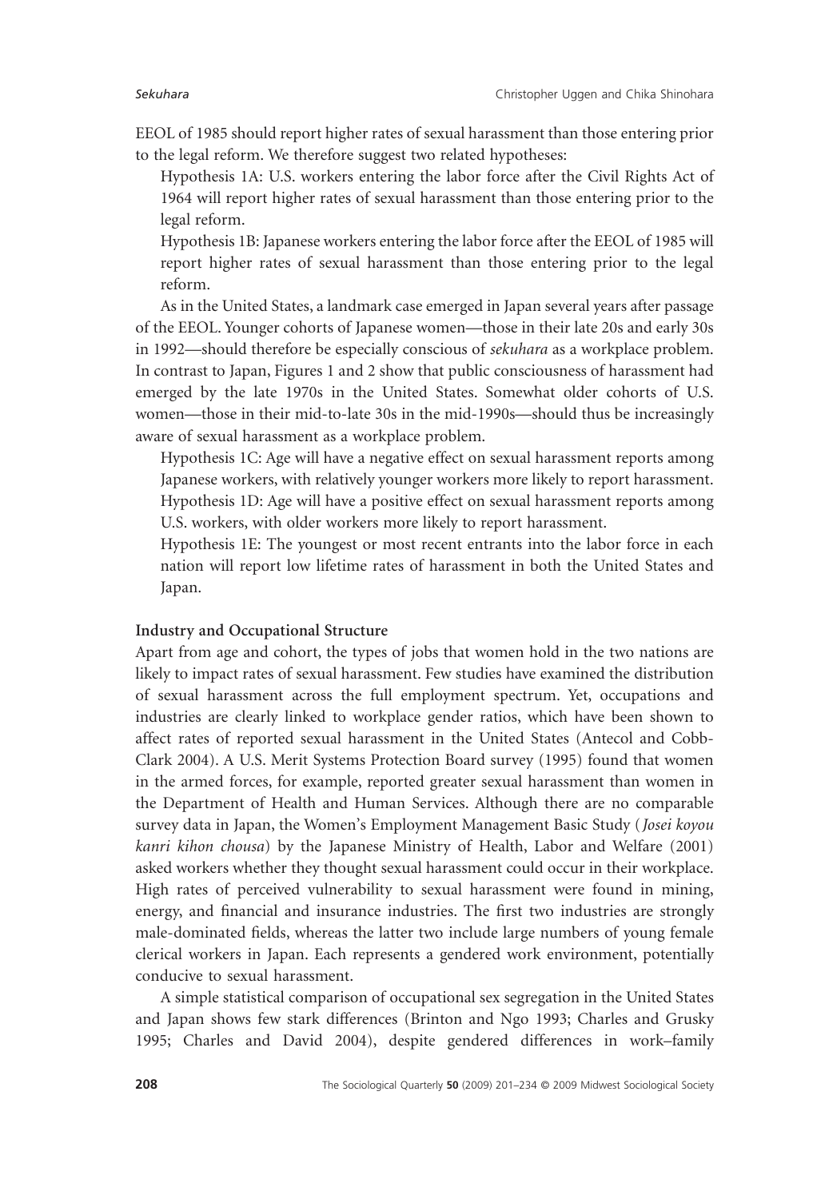EEOL of 1985 should report higher rates of sexual harassment than those entering prior to the legal reform. We therefore suggest two related hypotheses:

Hypothesis 1A: U.S. workers entering the labor force after the Civil Rights Act of 1964 will report higher rates of sexual harassment than those entering prior to the legal reform.

Hypothesis 1B: Japanese workers entering the labor force after the EEOL of 1985 will report higher rates of sexual harassment than those entering prior to the legal reform.

As in the United States, a landmark case emerged in Japan several years after passage of the EEOL. Younger cohorts of Japanese women—those in their late 20s and early 30s in 1992—should therefore be especially conscious of *sekuhara* as a workplace problem. In contrast to Japan, Figures 1 and 2 show that public consciousness of harassment had emerged by the late 1970s in the United States. Somewhat older cohorts of U.S. women—those in their mid-to-late 30s in the mid-1990s—should thus be increasingly aware of sexual harassment as a workplace problem.

Hypothesis 1C: Age will have a negative effect on sexual harassment reports among Japanese workers, with relatively younger workers more likely to report harassment.

Hypothesis 1D: Age will have a positive effect on sexual harassment reports among U.S. workers, with older workers more likely to report harassment.

Hypothesis 1E: The youngest or most recent entrants into the labor force in each nation will report low lifetime rates of harassment in both the United States and Japan.

**Industry and Occupational Structure**

Apart from age and cohort, the types of jobs that women hold in the two nations are likely to impact rates of sexual harassment. Few studies have examined the distribution of sexual harassment across the full employment spectrum. Yet, occupations and industries are clearly linked to workplace gender ratios, which have been shown to affect rates of reported sexual harassment in the United States (Antecol and Cobb-Clark 2004). A U.S. Merit Systems Protection Board survey (1995) found that women in the armed forces, for example, reported greater sexual harassment than women in the Department of Health and Human Services. Although there are no comparable survey data in Japan, the Women's Employment Management Basic Study (*Josei koyou kanri kihon chousa*) by the Japanese Ministry of Health, Labor and Welfare (2001) asked workers whether they thought sexual harassment could occur in their workplace. High rates of perceived vulnerability to sexual harassment were found in mining, energy, and financial and insurance industries. The first two industries are strongly male-dominated fields, whereas the latter two include large numbers of young female clerical workers in Japan. Each represents a gendered work environment, potentially conducive to sexual harassment.

A simple statistical comparison of occupational sex segregation in the United States and Japan shows few stark differences (Brinton and Ngo 1993; Charles and Grusky 1995; Charles and David 2004), despite gendered differences in work–family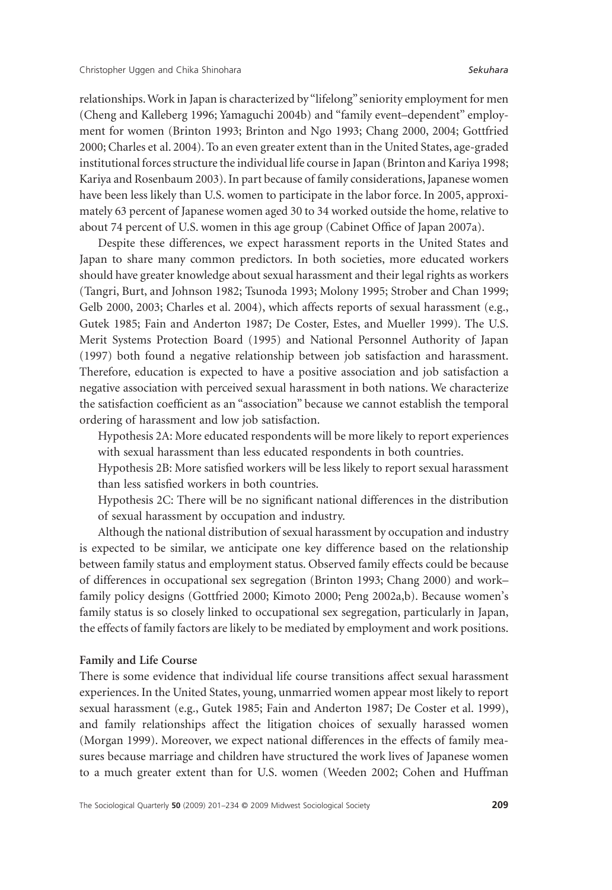relationships. Work in Japan is characterized by "lifelong" seniority employment for men (Cheng and Kalleberg 1996; Yamaguchi 2004b) and "family event–dependent" employment for women (Brinton 1993; Brinton and Ngo 1993; Chang 2000, 2004; Gottfried 2000; Charles et al. 2004). To an even greater extent than in the United States, age-graded institutional forces structure the individual life course in Japan (Brinton and Kariya 1998; Kariya and Rosenbaum 2003). In part because of family considerations, Japanese women have been less likely than U.S. women to participate in the labor force. In 2005, approximately 63 percent of Japanese women aged 30 to 34 worked outside the home, relative to about 74 percent of U.S. women in this age group (Cabinet Office of Japan 2007a).

Despite these differences, we expect harassment reports in the United States and Japan to share many common predictors. In both societies, more educated workers should have greater knowledge about sexual harassment and their legal rights as workers (Tangri, Burt, and Johnson 1982; Tsunoda 1993; Molony 1995; Strober and Chan 1999; Gelb 2000, 2003; Charles et al. 2004), which affects reports of sexual harassment (e.g., Gutek 1985; Fain and Anderton 1987; De Coster, Estes, and Mueller 1999). The U.S. Merit Systems Protection Board (1995) and National Personnel Authority of Japan (1997) both found a negative relationship between job satisfaction and harassment. Therefore, education is expected to have a positive association and job satisfaction a negative association with perceived sexual harassment in both nations. We characterize the satisfaction coefficient as an "association" because we cannot establish the temporal ordering of harassment and low job satisfaction.

Hypothesis 2A: More educated respondents will be more likely to report experiences with sexual harassment than less educated respondents in both countries.

Hypothesis 2B: More satisfied workers will be less likely to report sexual harassment than less satisfied workers in both countries.

Hypothesis 2C: There will be no significant national differences in the distribution of sexual harassment by occupation and industry.

Although the national distribution of sexual harassment by occupation and industry is expected to be similar, we anticipate one key difference based on the relationship between family status and employment status. Observed family effects could be because of differences in occupational sex segregation (Brinton 1993; Chang 2000) and work–family policy designs (Gottfried 2000; Kimoto 2000; Peng 2002a,b). Because women's family status is so closely linked to occupational sex segregation, particularly in Japan, the effects of family factors are likely to be mediated by employment and work positions.

**Family and Life Course**

There is some evidence that individual life course transitions affect sexual harassment experiences. In the United States, young, unmarried women appear most likely to report sexual harassment (e.g., Gutek 1985; Fain and Anderton 1987; De Coster et al. 1999), and family relationships affect the litigation choices of sexually harassed women (Morgan 1999). Moreover, we expect national differences in the effects of family measures because marriage and children have structured the work lives of Japanese women to a much greater extent than for U.S. women (Weeden 2002; Cohen and Huffman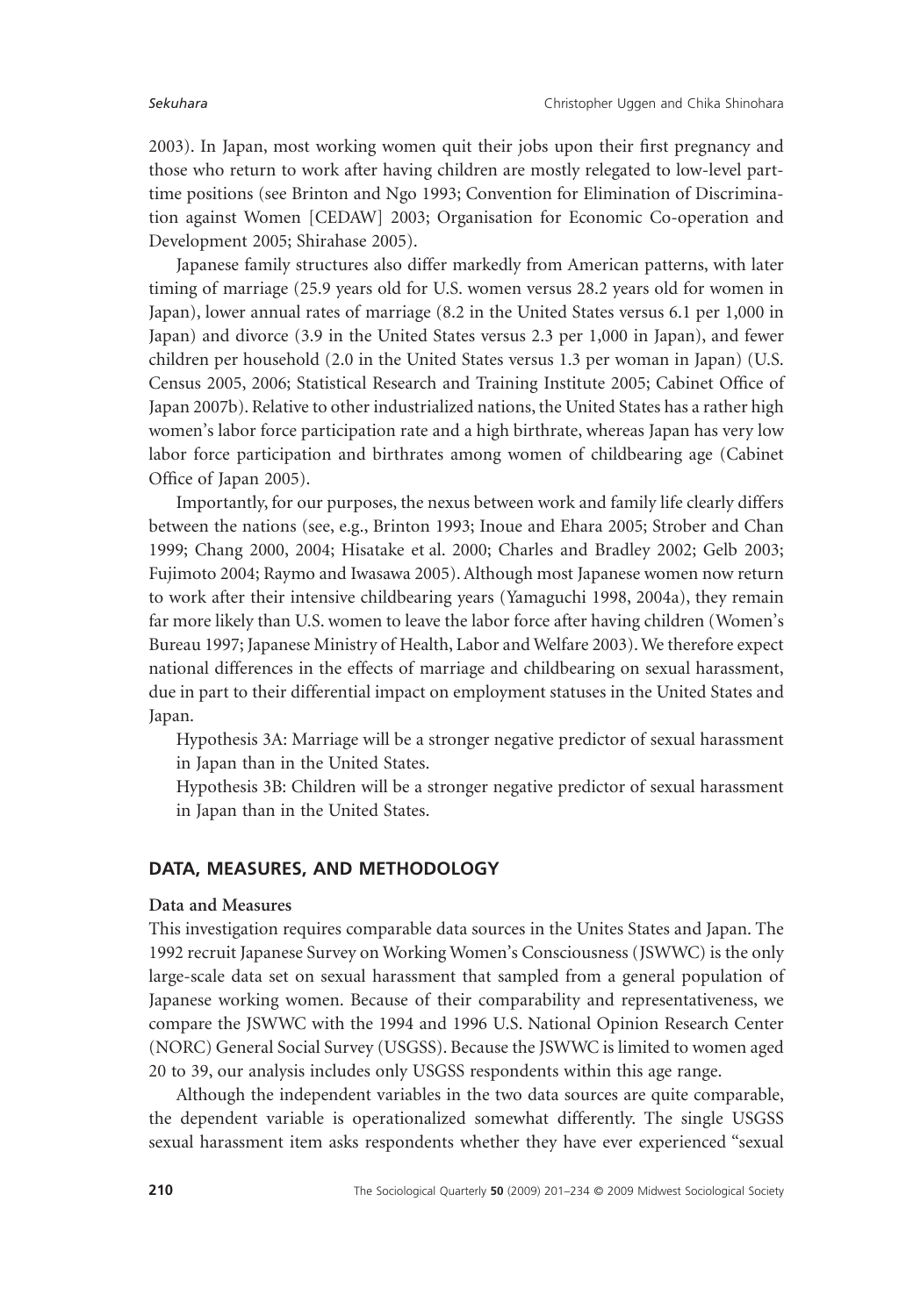2003). In Japan, most working women quit their jobs upon their first pregnancy and those who return to work after having children are mostly relegated to low-level part-time positions (see Brinton and Ngo 1993; Convention for Elimination of Discrimination against Women [CEDAW] 2003; Organisation for Economic Co-operation and Development 2005; Shirahase 2005).

Japanese family structures also differ markedly from American patterns, with later timing of marriage (25.9 years old for U.S. women versus 28.2 years old for women in Japan), lower annual rates of marriage (8.2 in the United States versus 6.1 per 1,000 in Japan) and divorce (3.9 in the United States versus 2.3 per 1,000 in Japan), and fewer children per household (2.0 in the United States versus 1.3 per woman in Japan) (U.S. Census 2005, 2006; Statistical Research and Training Institute 2005; Cabinet Office of Japan 2007b). Relative to other industrialized nations, the United States has a rather high women's labor force participation rate and a high birthrate, whereas Japan has very low labor force participation and birthrates among women of childbearing age (Cabinet Office of Japan 2005).

Importantly, for our purposes, the nexus between work and family life clearly differs between the nations (see, e.g., Brinton 1993; Inoue and Ehara 2005; Strober and Chan 1999; Chang 2000, 2004; Hisatake et al. 2000; Charles and Bradley 2002; Gelb 2003; Fujimoto 2004; Raymo and Iwasawa 2005). Although most Japanese women now return to work after their intensive childbearing years (Yamaguchi 1998, 2004a), they remain far more likely than U.S. women to leave the labor force after having children (Women's Bureau 1997; Japanese Ministry of Health, Labor and Welfare 2003). We therefore expect national differences in the effects of marriage and childbearing on sexual harassment, due in part to their differential impact on employment statuses in the United States and Japan.

Hypothesis 3A: Marriage will be a stronger negative predictor of sexual harassment in Japan than in the United States.

Hypothesis 3B: Children will be a stronger negative predictor of sexual harassment in Japan than in the United States.

## DATA, MEASURES, AND METHODOLOGY

### Data and Measures

This investigation requires comparable data sources in the Unites States and Japan. The 1992 recruit Japanese Survey on Working Women's Consciousness (JSWWC) is the only large-scale data set on sexual harassment that sampled from a general population of Japanese working women. Because of their comparability and representativeness, we compare the JSWWC with the 1994 and 1996 U.S. National Opinion Research Center (NORC) General Social Survey (USGSS). Because the JSWWC is limited to women aged 20 to 39, our analysis includes only USGSS respondents within this age range.

Although the independent variables in the two data sources are quite comparable, the dependent variable is operationalized somewhat differently. The single USGSS sexual harassment item asks respondents whether they have ever experienced "sexual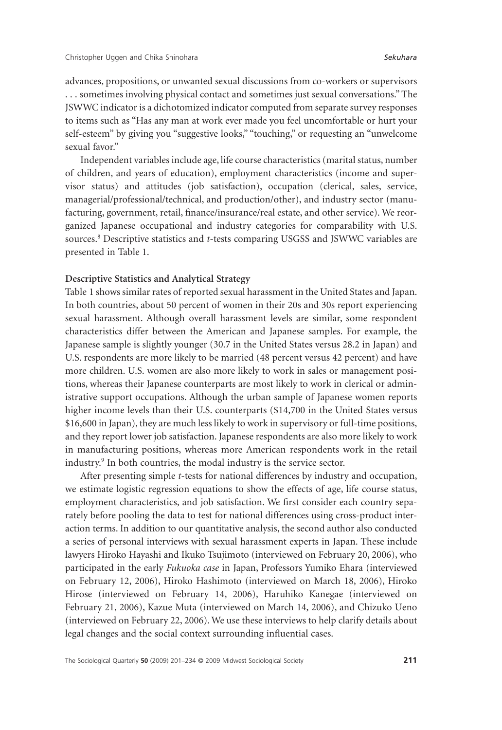advances, propositions, or unwanted sexual discussions from co-workers or supervisors . . . sometimes involving physical contact and sometimes just sexual conversations." The JSWWC indicator is a dichotomized indicator computed from separate survey responses to items such as "Has any man at work ever made you feel uncomfortable or hurt your self-esteem" by giving you "suggestive looks," "touching," or requesting an "unwelcome sexual favor."

Independent variables include age, life course characteristics (marital status, number of children, and years of education), employment characteristics (income and supervisor status) and attitudes (job satisfaction), occupation (clerical, sales, service, managerial/professional/technical, and production/other), and industry sector (manufacturing, government, retail, finance/insurance/real estate, and other service). We reorganized Japanese occupational and industry categories for comparability with U.S. sources.[8] Descriptive statistics and *t*-tests comparing USGSS and JSWWC variables are presented in Table 1.

### Descriptive Statistics and Analytical Strategy

Table 1 shows similar rates of reported sexual harassment in the United States and Japan. In both countries, about 50 percent of women in their 20s and 30s report experiencing sexual harassment. Although overall harassment levels are similar, some respondent characteristics differ between the American and Japanese samples. For example, the Japanese sample is slightly younger (30.7 in the United States versus 28.2 in Japan) and U.S. respondents are more likely to be married (48 percent versus 42 percent) and have more children. U.S. women are also more likely to work in sales or management positions, whereas their Japanese counterparts are most likely to work in clerical or administrative support occupations. Although the urban sample of Japanese women reports higher income levels than their U.S. counterparts ($14,700 in the United States versus $16,600 in Japan), they are much less likely to work in supervisory or full-time positions, and they report lower job satisfaction. Japanese respondents are also more likely to work in manufacturing positions, whereas more American respondents work in the retail industry.[9] In both countries, the modal industry is the service sector.

After presenting simple *t*-tests for national differences by industry and occupation, we estimate logistic regression equations to show the effects of age, life course status, employment characteristics, and job satisfaction. We first consider each country separately before pooling the data to test for national differences using cross-product interaction terms. In addition to our quantitative analysis, the second author also conducted a series of personal interviews with sexual harassment experts in Japan. These include lawyers Hiroko Hayashi and Ikuko Tsujimoto (interviewed on February 20, 2006), who participated in the early *Fukuoka case* in Japan, Professors Yumiko Ehara (interviewed on February 12, 2006), Hiroko Hashimoto (interviewed on March 18, 2006), Hiroko Hirose (interviewed on February 14, 2006), Haruhiko Kanegae (interviewed on February 21, 2006), Kazue Muta (interviewed on March 14, 2006), and Chizuko Ueno (interviewed on February 22, 2006). We use these interviews to help clarify details about legal changes and the social context surrounding influential cases.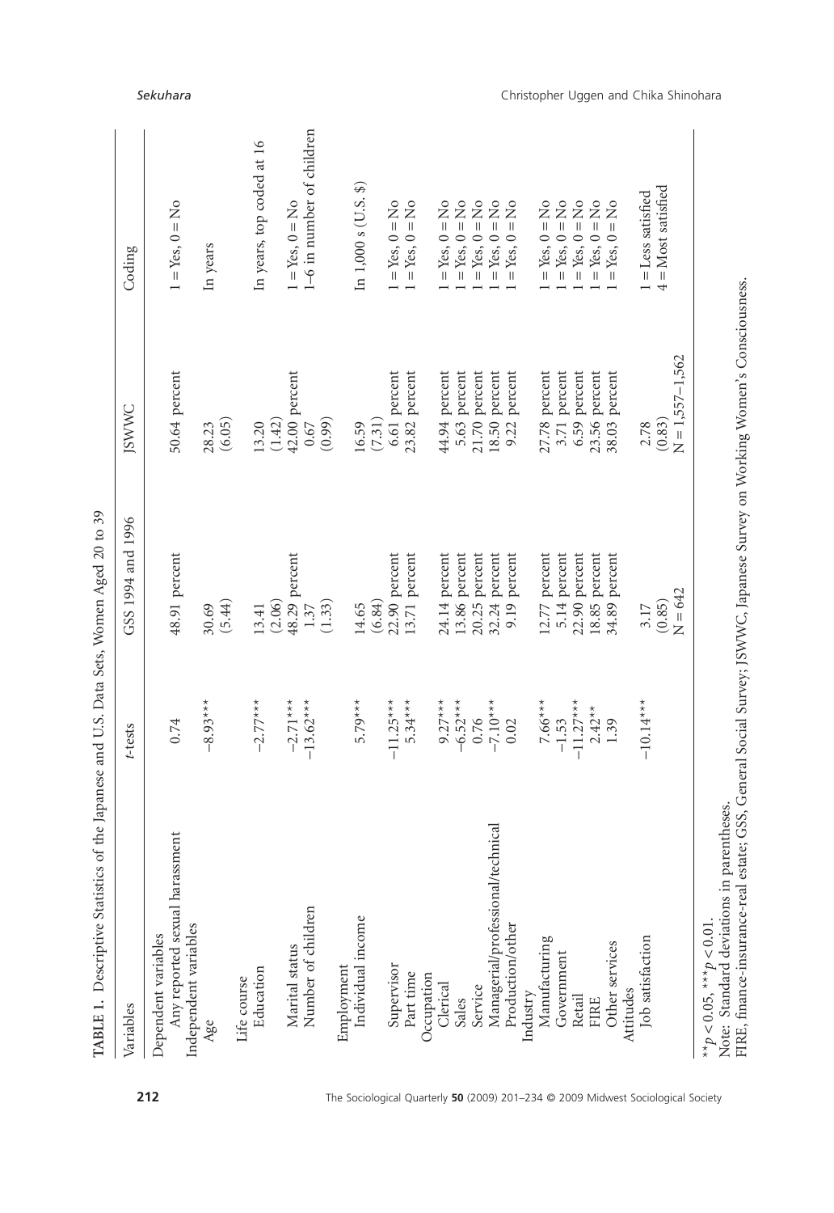**TABLE 1.** Descriptive Statistics of the Japanese and U.S. Data Sets, Women Aged 20 to 39

| Variables | *t*-tests | GSS 1994 and 1996 | JSWWC | Coding |
|---|---|---|---|---|
| Dependent variables | | | | |
| Any reported sexual harassment | 0.74 | 48.91 percent | 50.64 percent | 1 = Yes, 0 = No |
| Independent variables | | | | |
| Age | −8.93*** | 30.69 (5.44) | 28.23 (6.05) | In years |
| Life course | | | | |
| Education | −2.77*** | 13.41 (2.06) | 13.20 (1.42) | In years, top coded at 16 |
| Marital status | −2.71*** | 48.29 percent | 42.00 percent | 1 = Yes, 0 = No |
| Number of children | −13.62*** | 1.37 (1.33) | 0.67 (0.99) | 1–6 in number of children |
| Employment | | | | |
| Individual income | 5.79*** | 14.65 (6.84) | 16.59 (7.31) | In 1,000 s (U.S. $) |
| Supervisor | −11.25*** | 22.90 percent | 6.61 percent | 1 = Yes, 0 = No |
| Part time | 5.34*** | 13.71 percent | 23.82 percent | 1 = Yes, 0 = No |
| Occupation | | | | |
| Clerical | 9.27*** | 24.14 percent | 44.94 percent | 1 = Yes, 0 = No |
| Sales | −6.52*** | 13.86 percent | 5.63 percent | 1 = Yes, 0 = No |
| Service | 0.76 | 20.25 percent | 21.70 percent | 1 = Yes, 0 = No |
| Managerial/professional/technical | −7.10*** | 32.24 percent | 18.50 percent | 1 = Yes, 0 = No |
| Production/other | 0.02 | 9.19 percent | 9.22 percent | 1 = Yes, 0 = No |
| Industry | | | | |
| Manufacturing | 7.66*** | 12.77 percent | 27.78 percent | 1 = Yes, 0 = No |
| Government | −1.53 | 5.14 percent | 3.71 percent | 1 = Yes, 0 = No |
| Retail | −11.27*** | 22.90 percent | 6.59 percent | 1 = Yes, 0 = No |
| FIRE | 2.42** | 18.85 percent | 23.56 percent | 1 = Yes, 0 = No |
| Other services | 1.39 | 34.89 percent | 38.03 percent | 1 = Yes, 0 = No |
| Attitudes | | | | |
| Job satisfaction | −10.14*** | 3.17 (0.85) | 2.78 (0.83) | 1 = Less satisfied, 4 = Most satisfied |
| | | $N = 642$ | $N = 1{,}557–1{,}562$ | |

$^{**}p < 0.05$, $^{***}p < 0.01$.
Note: Standard deviations in parentheses.
FIRE, finance-insurance-real estate; GSS, General Social Survey; JSWWC, Japanese Survey on Working Women's Consciousness.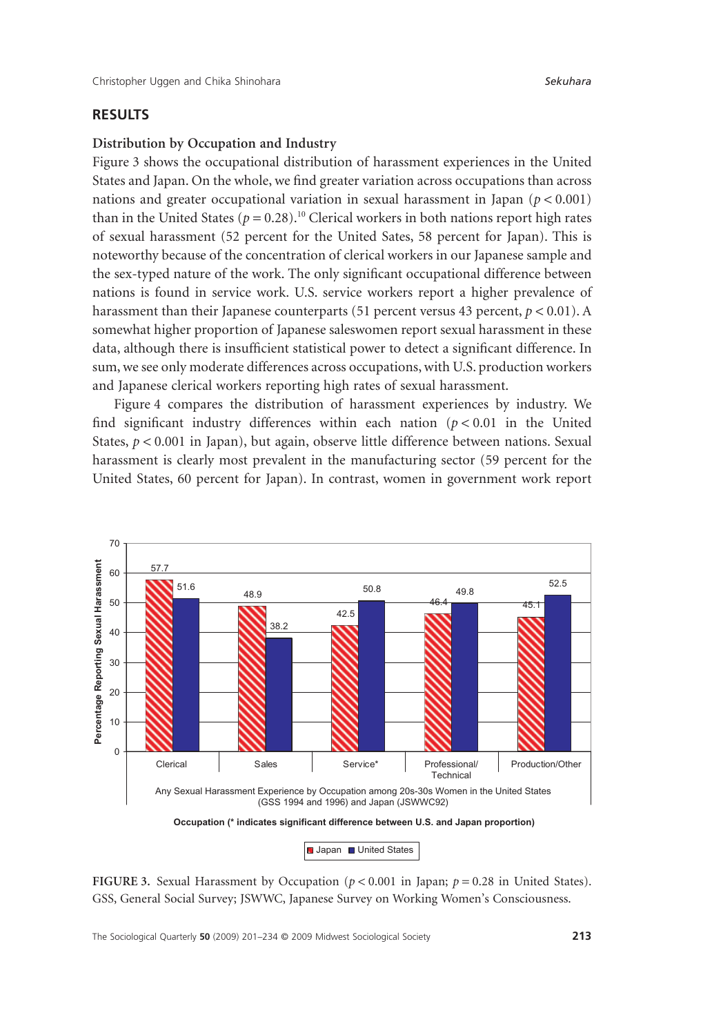## RESULTS

### Distribution by Occupation and Industry

Figure 3 shows the occupational distribution of harassment experiences in the United States and Japan. On the whole, we find greater variation across occupations than across nations and greater occupational variation in sexual harassment in Japan ($p < 0.001$) than in the United States ($p = 0.28$).[10] Clerical workers in both nations report high rates of sexual harassment (52 percent for the United Sates, 58 percent for Japan). This is noteworthy because of the concentration of clerical workers in our Japanese sample and the sex-typed nature of the work. The only significant occupational difference between nations is found in service work. U.S. service workers report a higher prevalence of harassment than their Japanese counterparts (51 percent versus 43 percent, $p < 0.01$). A somewhat higher proportion of Japanese saleswomen report sexual harassment in these data, although there is insufficient statistical power to detect a significant difference. In sum, we see only moderate differences across occupations, with U.S. production workers and Japanese clerical workers reporting high rates of sexual harassment.

Figure 4 compares the distribution of harassment experiences by industry. We find significant industry differences within each nation ($p < 0.01$ in the United States, $p < 0.001$ in Japan), but again, observe little difference between nations. Sexual harassment is clearly most prevalent in the manufacturing sector (59 percent for the United States, 60 percent for Japan). In contrast, women in government work report

Any Sexual Harassment Experience by Occupation among 20s-30s Women in the United States (GSS 1994 and 1996) and Japan (JSWWC92)

| Occupation | Japan | United States |
|---|---|---|
| Clerical | 57.7 | 51.6 |
| Sales | 48.9 | 38.2 |
| Service* | 42.5 | 50.8 |
| Professional/Technical | 46.4 | 49.8 |
| Production/Other | 45.1 | 52.5 |

Percentage Reporting Sexual Harassment

Occupation (* indicates significant difference between U.S. and Japan proportion)

**FIGURE 3.** Sexual Harassment by Occupation ($p < 0.001$ in Japan; $p = 0.28$ in United States). GSS, General Social Survey; JSWWC, Japanese Survey on Working Women's Consciousness.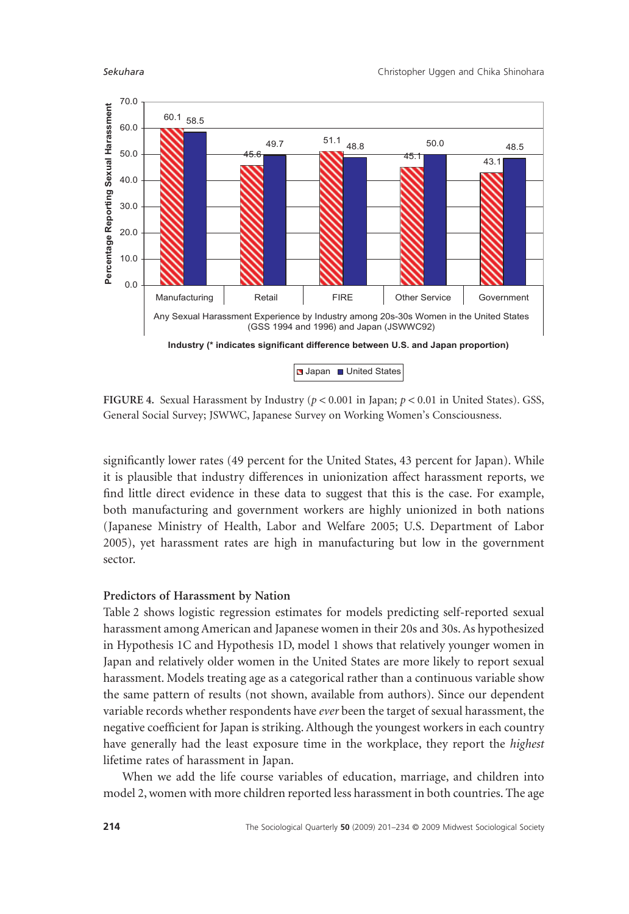| Industry | Japan | United States |
|---|---|---|
| Manufacturing | 60.1 | 58.5 |
| Retail | 45.6 | 49.7 |
| FIRE | 51.1 | 48.8 |
| Other Service | 45.1 | 50.0 |
| Government | 43.1 | 48.5 |

Percentage Reporting Sexual Harassment

Any Sexual Harassment Experience by Industry among 20s-30s Women in the United States (GSS 1994 and 1996) and Japan (JSWWC92)

Industry (* indicates significant difference between U.S. and Japan proportion)

**FIGURE 4.** Sexual Harassment by Industry ($p < 0.001$ in Japan; $p < 0.01$ in United States). GSS, General Social Survey; JSWWC, Japanese Survey on Working Women's Consciousness.

significantly lower rates (49 percent for the United States, 43 percent for Japan). While it is plausible that industry differences in unionization affect harassment reports, we find little direct evidence in these data to suggest that this is the case. For example, both manufacturing and government workers are highly unionized in both nations (Japanese Ministry of Health, Labor and Welfare 2005; U.S. Department of Labor 2005), yet harassment rates are high in manufacturing but low in the government sector.

### Predictors of Harassment by Nation

Table 2 shows logistic regression estimates for models predicting self-reported sexual harassment among American and Japanese women in their 20s and 30s. As hypothesized in Hypothesis 1C and Hypothesis 1D, model 1 shows that relatively younger women in Japan and relatively older women in the United States are more likely to report sexual harassment. Models treating age as a categorical rather than a continuous variable show the same pattern of results (not shown, available from authors). Since our dependent variable records whether respondents have *ever* been the target of sexual harassment, the negative coefficient for Japan is striking. Although the youngest workers in each country have generally had the least exposure time in the workplace, they report the *highest* lifetime rates of harassment in Japan.

When we add the life course variables of education, marriage, and children into model 2, women with more children reported less harassment in both countries. The age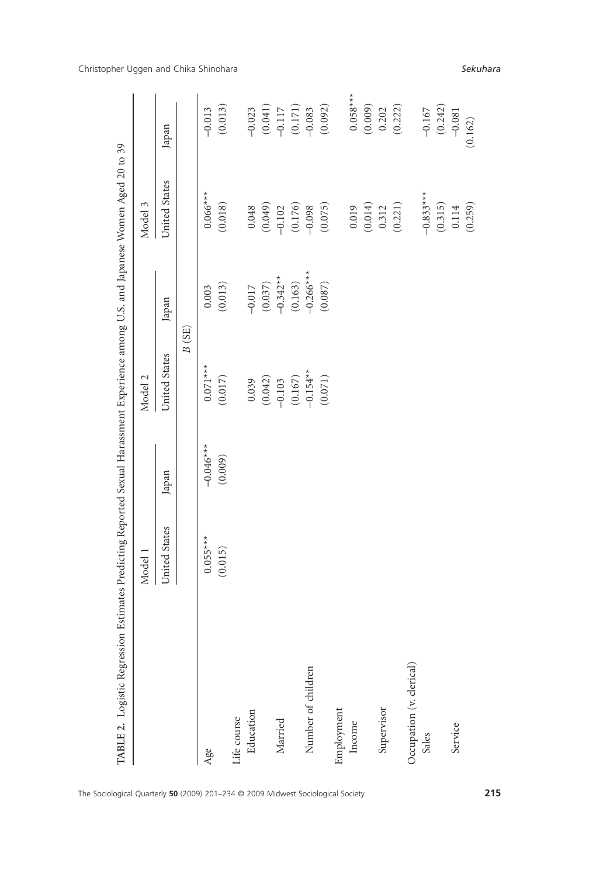**TABLE 2.** Logistic Regression Estimates Predicting Reported Sexual Harassment Experience among U.S. and Japanese Women Aged 20 to 39

| | Model 1 | | Model 2 | | Model 3 | |
|---|---|---|---|---|---|---|
| | United States | Japan | United States | Japan | United States | Japan |
| | | | *B* (SE) | | | |
| Age | 0.055*** | −0.046*** | 0.071*** | 0.003 | 0.066*** | −0.013 |
| | (0.015) | (0.009) | (0.017) | (0.013) | (0.018) | (0.013) |
| Life course | | | | | | |
| Education | | | 0.039 | −0.017 | 0.048 | −0.023 |
| | | | (0.042) | (0.037) | (0.049) | (0.041) |
| Married | | | −0.103 | −0.342** | −0.102 | −0.117 |
| | | | (0.167) | (0.163) | (0.176) | (0.171) |
| Number of children | | | −0.154** | −0.266*** | −0.098 | −0.083 |
| | | | (0.071) | (0.087) | (0.075) | (0.092) |
| Employment | | | | | | |
| Income | | | | | 0.019 | 0.058*** |
| | | | | | (0.014) | (0.009) |
| Supervisor | | | | | 0.312 | 0.202 |
| | | | | | (0.221) | (0.222) |
| Occupation (v. clerical) | | | | | | |
| Sales | | | | | −0.833*** | −0.167 |
| | | | | | (0.315) | (0.242) |
| Service | | | | | 0.114 | −0.081 |
| | | | | | (0.259) | (0.162) |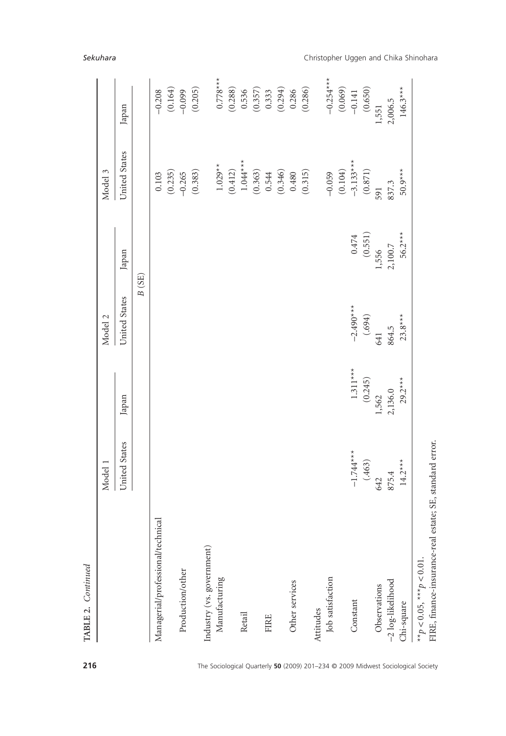**TABLE 2.** *Continued*

| | Model 1 | | Model 2 | | Model 3 | |
|---|---|---|---|---|---|---|
| | United States | Japan | United States | Japan | United States | Japan |
| | | | *B* (SE) | | | |
| Managerial/professional/technical | | | | | 0.103 | −0.208 |
| | | | | | (0.235) | (0.164) |
| Production/other | | | | | −0.265 | −0.099 |
| | | | | | (0.383) | (0.205) |
| Industry (vs. government) | | | | | | |
| Manufacturing | | | | | 1.029** | 0.778*** |
| | | | | | (0.412) | (0.288) |
| Retail | | | | | 1.044*** | 0.536 |
| | | | | | (0.363) | (0.357) |
| FIRE | | | | | 0.544 | 0.333 |
| | | | | | (0.346) | (0.294) |
| Other services | | | | | 0.480 | 0.286 |
| | | | | | (0.315) | (0.286) |
| Attitudes | | | | | | |
| Job satisfaction | | | | | −0.059 | −0.254*** |
| | | | | | (0.104) | (0.069) |
| Constant | −1.744*** | 1.311*** | −2.490*** | 0.474 | −3.133*** | −0.141 |
| | (.463) | (0.245) | (.694) | (0.551) | (0.871) | (0.650) |
| Observations | 642 | 1,562 | 641 | 1,556 | 591 | 1,551 |
| −2 log-likelihood | 875.4 | 2,136.0 | 864.5 | 2,100.7 | 837.3 | 2,006.5 |
| Chi-square | 14.2*** | 29.2*** | 23.8*** | 56.2*** | 50.9*** | 146.3*** |

** $p < 0.05$, *** $p < 0.01$.

FIRE, finance-insurance-real estate; SE, standard error.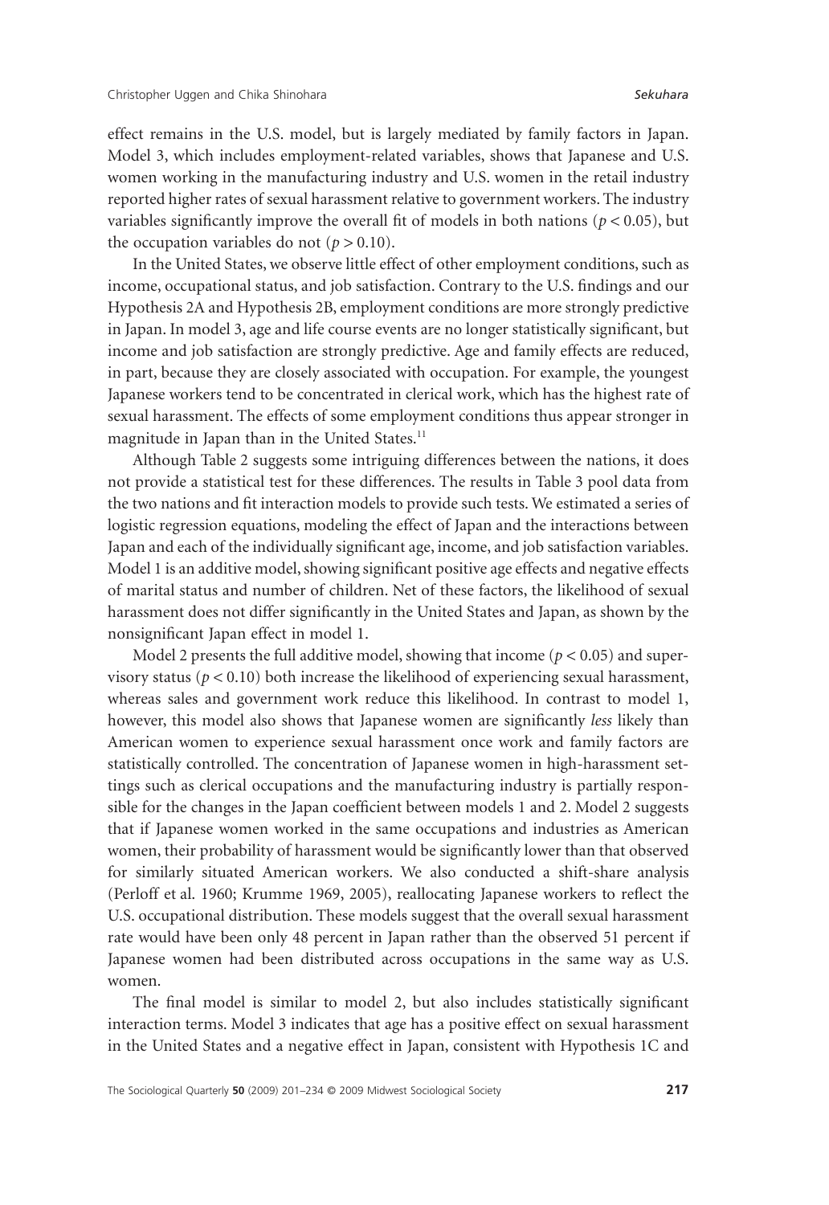effect remains in the U.S. model, but is largely mediated by family factors in Japan. Model 3, which includes employment-related variables, shows that Japanese and U.S. women working in the manufacturing industry and U.S. women in the retail industry reported higher rates of sexual harassment relative to government workers. The industry variables significantly improve the overall fit of models in both nations ($p < 0.05$), but the occupation variables do not ($p > 0.10$).

In the United States, we observe little effect of other employment conditions, such as income, occupational status, and job satisfaction. Contrary to the U.S. findings and our Hypothesis 2A and Hypothesis 2B, employment conditions are more strongly predictive in Japan. In model 3, age and life course events are no longer statistically significant, but income and job satisfaction are strongly predictive. Age and family effects are reduced, in part, because they are closely associated with occupation. For example, the youngest Japanese workers tend to be concentrated in clerical work, which has the highest rate of sexual harassment. The effects of some employment conditions thus appear stronger in magnitude in Japan than in the United States.[11]

Although Table 2 suggests some intriguing differences between the nations, it does not provide a statistical test for these differences. The results in Table 3 pool data from the two nations and fit interaction models to provide such tests. We estimated a series of logistic regression equations, modeling the effect of Japan and the interactions between Japan and each of the individually significant age, income, and job satisfaction variables. Model 1 is an additive model, showing significant positive age effects and negative effects of marital status and number of children. Net of these factors, the likelihood of sexual harassment does not differ significantly in the United States and Japan, as shown by the nonsignificant Japan effect in model 1.

Model 2 presents the full additive model, showing that income ($p < 0.05$) and supervisory status ($p < 0.10$) both increase the likelihood of experiencing sexual harassment, whereas sales and government work reduce this likelihood. In contrast to model 1, however, this model also shows that Japanese women are significantly *less* likely than American women to experience sexual harassment once work and family factors are statistically controlled. The concentration of Japanese women in high-harassment settings such as clerical occupations and the manufacturing industry is partially responsible for the changes in the Japan coefficient between models 1 and 2. Model 2 suggests that if Japanese women worked in the same occupations and industries as American women, their probability of harassment would be significantly lower than that observed for similarly situated American workers. We also conducted a shift-share analysis (Perloff et al. 1960; Krumme 1969, 2005), reallocating Japanese workers to reflect the U.S. occupational distribution. These models suggest that the overall sexual harassment rate would have been only 48 percent in Japan rather than the observed 51 percent if Japanese women had been distributed across occupations in the same way as U.S. women.

The final model is similar to model 2, but also includes statistically significant interaction terms. Model 3 indicates that age has a positive effect on sexual harassment in the United States and a negative effect in Japan, consistent with Hypothesis 1C and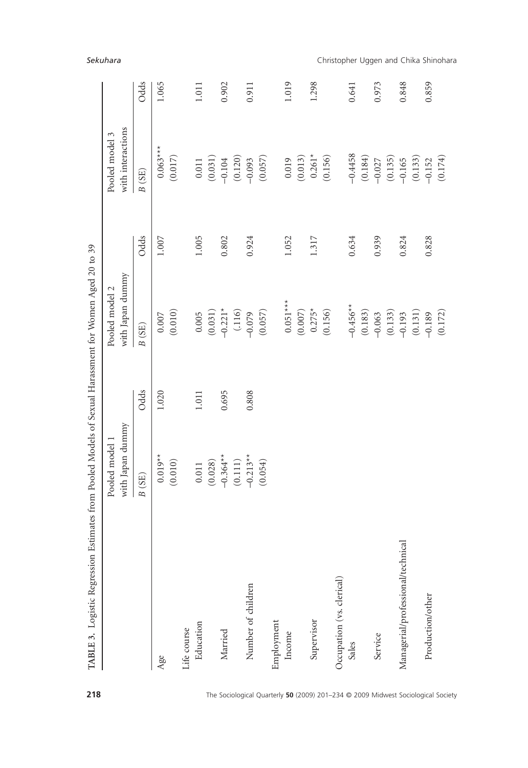TABLE 3. Logistic Regression Estimates from Pooled Models of Sexual Harassment for Women Aged 20 to 39

| | Pooled model 1 with Japan dummy | | Pooled model 2 with Japan dummy | | Pooled model 3 with interactions | |
|---|---|---|---|---|---|---|
| | *B* (SE) | Odds | *B* (SE) | Odds | *B* (SE) | Odds |
| Age | 0.019** (0.010) | 1.020 | 0.007 (0.010) | 1.007 | 0.063*** (0.017) | 1.065 |
| Life course | | | | | | |
| Education | 0.011 (0.028) | 1.011 | 0.005 (0.031) | 1.005 | 0.011 (0.031) | 1.011 |
| Married | −0.364** (0.111) | 0.695 | −0.221* (.116) | 0.802 | −0.104 (0.120) | 0.902 |
| Number of children | −0.213** (0.054) | 0.808 | −0.079 (0.057) | 0.924 | −0.093 (0.057) | 0.911 |
| Employment | | | | | | |
| Income | | | 0.051*** (0.007) | 1.052 | 0.019 (0.013) | 1.019 |
| Supervisor | | | 0.275* (0.156) | 1.317 | 0.261* (0.156) | 1.298 |
| Occupation (vs. clerical) | | | | | | |
| Sales | | | −0.456** (0.183) | 0.634 | −0.4458 (0.184) | 0.641 |
| Service | | | −0.063 (0.133) | 0.939 | −0.027 (0.135) | 0.973 |
| Managerial/professional/technical | | | −0.193 (0.131) | 0.824 | −0.165 (0.133) | 0.848 |
| Production/other | | | −0.189 (0.172) | 0.828 | −0.152 (0.174) | 0.859 |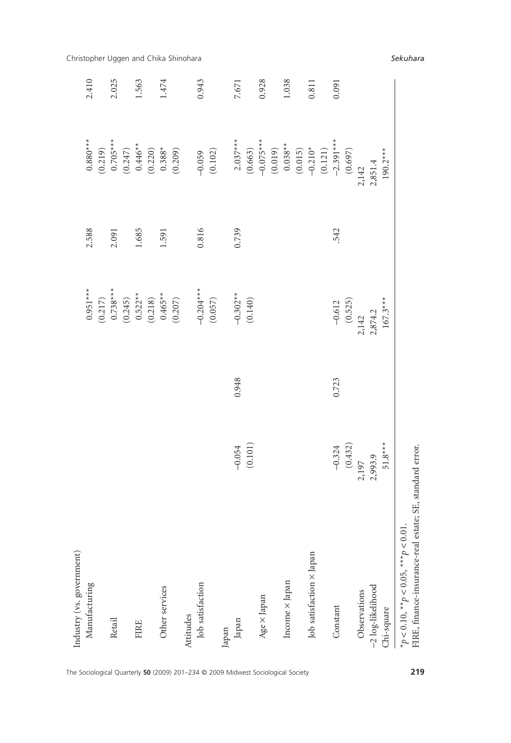| | | | | | | |
|---|---|---|---|---|---|---|
| Industry (vs. government) | | | | | | |
| Manufacturing | | | 0.951*** | 2.588 | 0.880*** | 2.410 |
| | | | (0.217) | | (0.219) | |
| Retail | | | 0.738*** | 2.091 | 0.705*** | 2.025 |
| | | | (0.245) | | (0.247) | |
| FIRE | | | 0.522** | 1.685 | 0.446** | 1.563 |
| | | | (0.218) | | (0.220) | |
| Other services | | | 0.465** | 1.591 | 0.388* | 1.474 |
| | | | (0.207) | | (0.209) | |
| Attitudes | | | | | | |
| Job satisfaction | | | −0.204*** | 0.816 | −0.059 | 0.943 |
| | | | (0.057) | | (0.102) | |
| Japan | | | | | | |
| Japan | −0.054 | 0.948 | −0.302** | 0.739 | 2.037*** | 7.671 |
| | (0.101) | | (0.140) | | (0.663) | |
| Age × Japan | | | | | −0.075*** | 0.928 |
| | | | | | (0.019) | |
| Income × Japan | | | | | 0.038** | 1.038 |
| | | | | | (0.015) | |
| Job satisfaction × Japan | | | | | −0.210* | 0.811 |
| | | | | | (0.121) | |
| Constant | −0.324 | 0.723 | −0.612 | .542 | −2.391*** | 0.091 |
| | (0.432) | | (0.525) | | (0.697) | |
| Observations | 2,197 | | 2,142 | | 2,142 | |
| −2 log-likelihood | 2,993.9 | | 2,874.2 | | 2,851.4 | |
| Chi-square | 51.8*** | | 167.3*** | | 190.2*** | |

*$p < 0.10$, **$p < 0.05$, ***$p < 0.01$.

FIRE, finance-insurance-real estate; SE, standard error.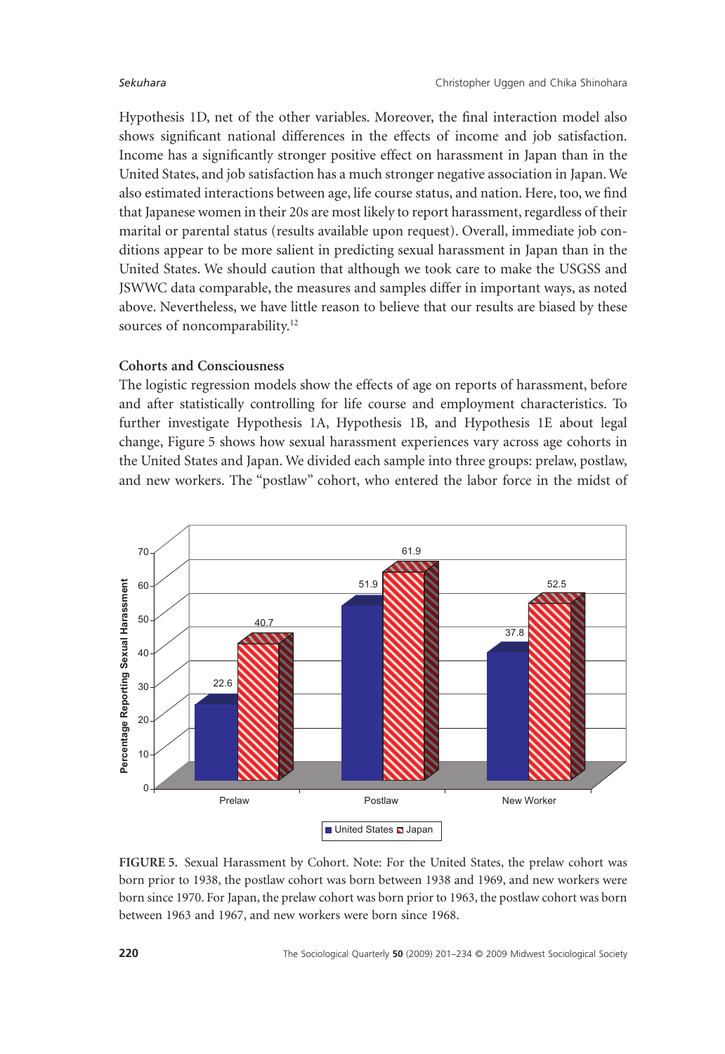Hypothesis 1D, net of the other variables. Moreover, the final interaction model also shows significant national differences in the effects of income and job satisfaction. Income has a significantly stronger positive effect on harassment in Japan than in the United States, and job satisfaction has a much stronger negative association in Japan. We also estimated interactions between age, life course status, and nation. Here, too, we find that Japanese women in their 20s are most likely to report harassment, regardless of their marital or parental status (results available upon request). Overall, immediate job conditions appear to be more salient in predicting sexual harassment in Japan than in the United States. We should caution that although we took care to make the USGSS and JSWWC data comparable, the measures and samples differ in important ways, as noted above. Nevertheless, we have little reason to believe that our results are biased by these sources of noncomparability.[12]

### Cohorts and Consciousness

The logistic regression models show the effects of age on reports of harassment, before and after statistically controlling for life course and employment characteristics. To further investigate Hypothesis 1A, Hypothesis 1B, and Hypothesis 1E about legal change, Figure 5 shows how sexual harassment experiences vary across age cohorts in the United States and Japan. We divided each sample into three groups: prelaw, postlaw, and new workers. The "postlaw" cohort, who entered the labor force in the midst of

**FIGURE 5.** Sexual Harassment by Cohort. Note: For the United States, the prelaw cohort was born prior to 1938, the postlaw cohort was born between 1938 and 1969, and new workers were born since 1970. For Japan, the prelaw cohort was born prior to 1963, the postlaw cohort was born between 1963 and 1967, and new workers were born since 1968.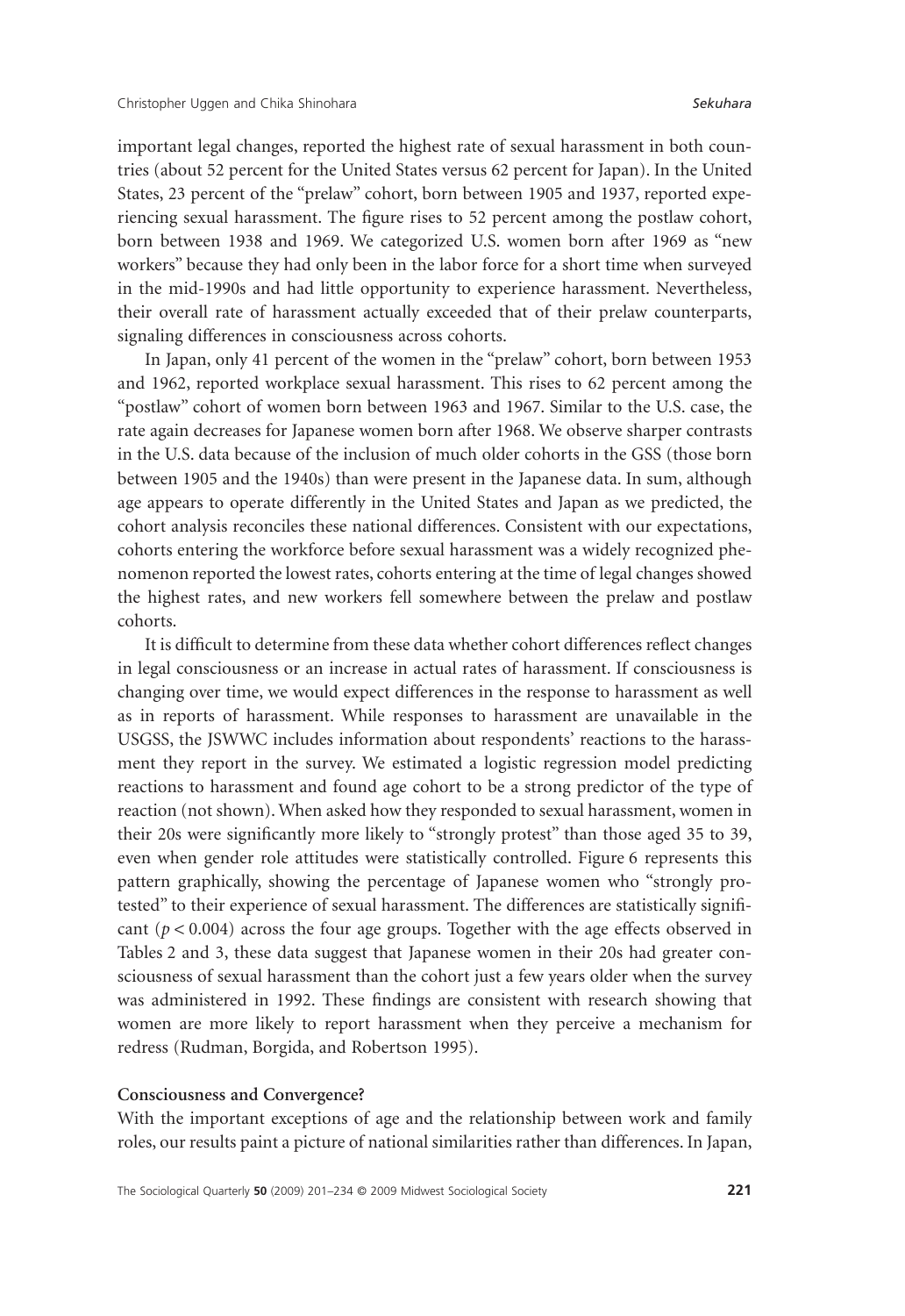important legal changes, reported the highest rate of sexual harassment in both countries (about 52 percent for the United States versus 62 percent for Japan). In the United States, 23 percent of the "prelaw" cohort, born between 1905 and 1937, reported experiencing sexual harassment. The figure rises to 52 percent among the postlaw cohort, born between 1938 and 1969. We categorized U.S. women born after 1969 as "new workers" because they had only been in the labor force for a short time when surveyed in the mid-1990s and had little opportunity to experience harassment. Nevertheless, their overall rate of harassment actually exceeded that of their prelaw counterparts, signaling differences in consciousness across cohorts.

In Japan, only 41 percent of the women in the "prelaw" cohort, born between 1953 and 1962, reported workplace sexual harassment. This rises to 62 percent among the "postlaw" cohort of women born between 1963 and 1967. Similar to the U.S. case, the rate again decreases for Japanese women born after 1968. We observe sharper contrasts in the U.S. data because of the inclusion of much older cohorts in the GSS (those born between 1905 and the 1940s) than were present in the Japanese data. In sum, although age appears to operate differently in the United States and Japan as we predicted, the cohort analysis reconciles these national differences. Consistent with our expectations, cohorts entering the workforce before sexual harassment was a widely recognized phenomenon reported the lowest rates, cohorts entering at the time of legal changes showed the highest rates, and new workers fell somewhere between the prelaw and postlaw cohorts.

It is difficult to determine from these data whether cohort differences reflect changes in legal consciousness or an increase in actual rates of harassment. If consciousness is changing over time, we would expect differences in the response to harassment as well as in reports of harassment. While responses to harassment are unavailable in the USGSS, the JSWWC includes information about respondents' reactions to the harassment they report in the survey. We estimated a logistic regression model predicting reactions to harassment and found age cohort to be a strong predictor of the type of reaction (not shown). When asked how they responded to sexual harassment, women in their 20s were significantly more likely to "strongly protest" than those aged 35 to 39, even when gender role attitudes were statistically controlled. Figure 6 represents this pattern graphically, showing the percentage of Japanese women who "strongly protested" to their experience of sexual harassment. The differences are statistically significant ($p < 0.004$) across the four age groups. Together with the age effects observed in Tables 2 and 3, these data suggest that Japanese women in their 20s had greater consciousness of sexual harassment than the cohort just a few years older when the survey was administered in 1992. These findings are consistent with research showing that women are more likely to report harassment when they perceive a mechanism for redress (Rudman, Borgida, and Robertson 1995).

**Consciousness and Convergence?**

With the important exceptions of age and the relationship between work and family roles, our results paint a picture of national similarities rather than differences. In Japan,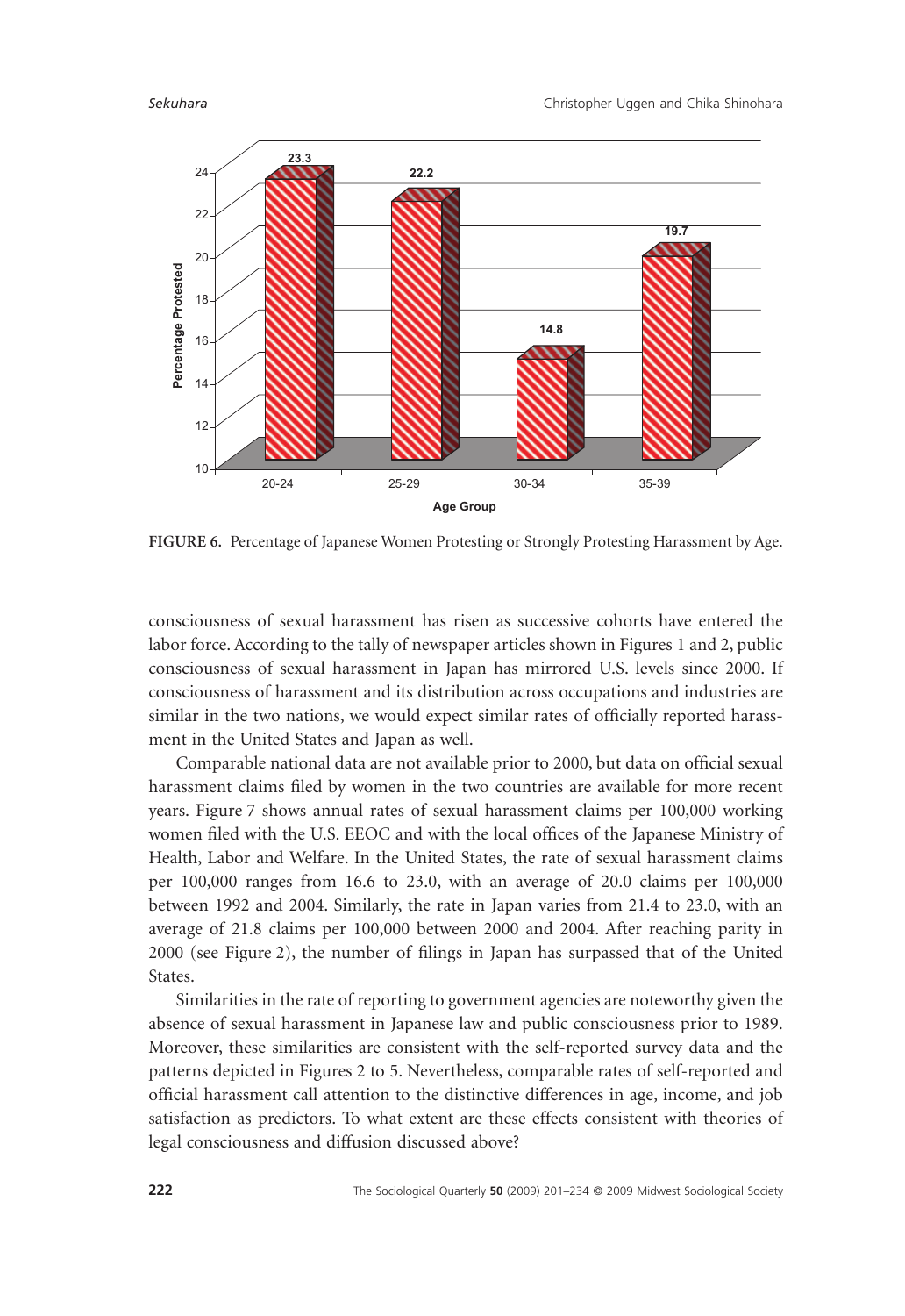**FIGURE 6.** Percentage of Japanese Women Protesting or Strongly Protesting Harassment by Age.

consciousness of sexual harassment has risen as successive cohorts have entered the labor force. According to the tally of newspaper articles shown in Figures 1 and 2, public consciousness of sexual harassment in Japan has mirrored U.S. levels since 2000. If consciousness of harassment and its distribution across occupations and industries are similar in the two nations, we would expect similar rates of officially reported harassment in the United States and Japan as well.

Comparable national data are not available prior to 2000, but data on official sexual harassment claims filed by women in the two countries are available for more recent years. Figure 7 shows annual rates of sexual harassment claims per 100,000 working women filed with the U.S. EEOC and with the local offices of the Japanese Ministry of Health, Labor and Welfare. In the United States, the rate of sexual harassment claims per 100,000 ranges from 16.6 to 23.0, with an average of 20.0 claims per 100,000 between 1992 and 2004. Similarly, the rate in Japan varies from 21.4 to 23.0, with an average of 21.8 claims per 100,000 between 2000 and 2004. After reaching parity in 2000 (see Figure 2), the number of filings in Japan has surpassed that of the United States.

Similarities in the rate of reporting to government agencies are noteworthy given the absence of sexual harassment in Japanese law and public consciousness prior to 1989. Moreover, these similarities are consistent with the self-reported survey data and the patterns depicted in Figures 2 to 5. Nevertheless, comparable rates of self-reported and official harassment call attention to the distinctive differences in age, income, and job satisfaction as predictors. To what extent are these effects consistent with theories of legal consciousness and diffusion discussed above?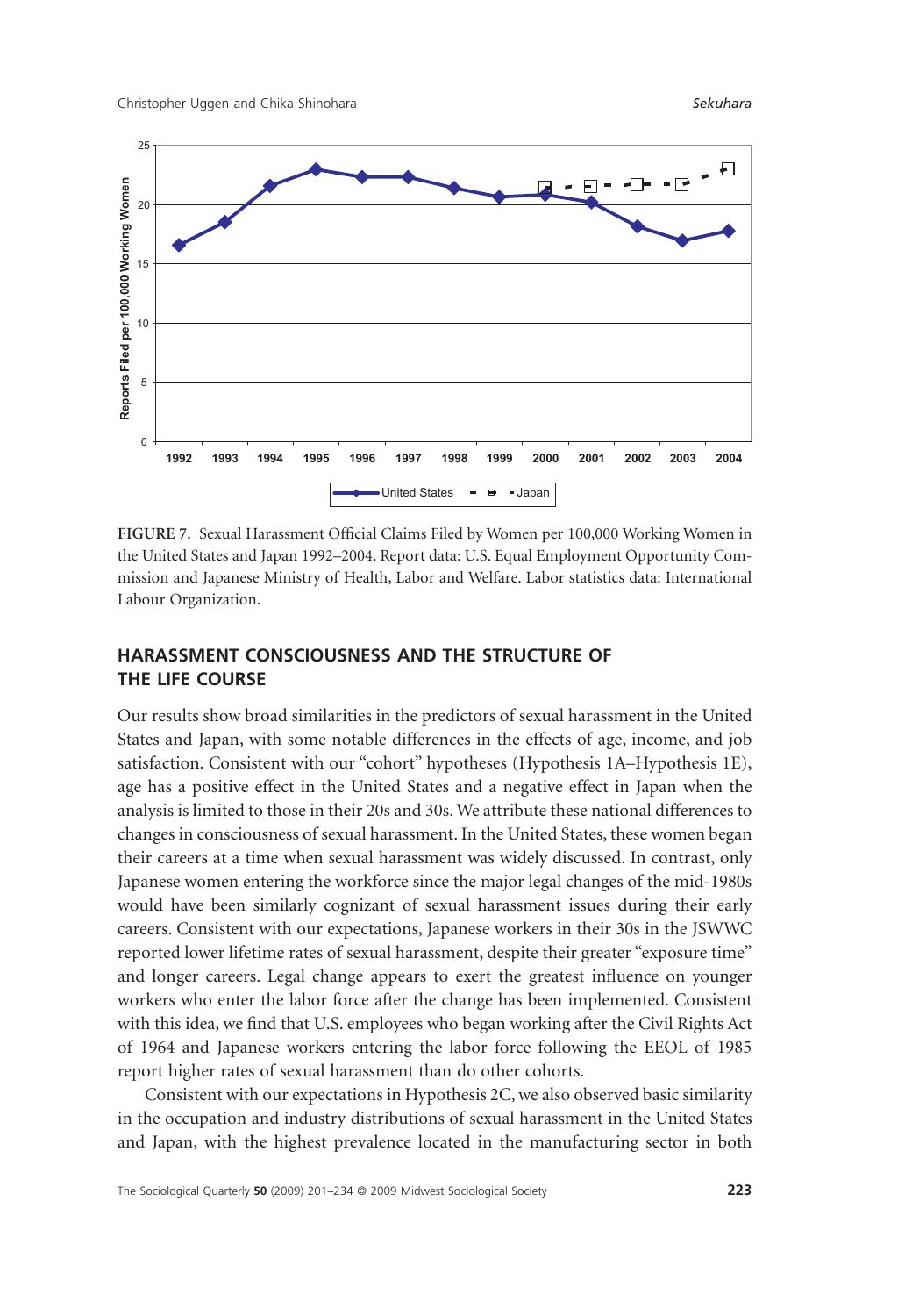**FIGURE 7.** Sexual Harassment Official Claims Filed by Women per 100,000 Working Women in the United States and Japan 1992–2004. Report data: U.S. Equal Employment Opportunity Commission and Japanese Ministry of Health, Labor and Welfare. Labor statistics data: International Labour Organization.

## HARASSMENT CONSCIOUSNESS AND THE STRUCTURE OF THE LIFE COURSE

Our results show broad similarities in the predictors of sexual harassment in the United States and Japan, with some notable differences in the effects of age, income, and job satisfaction. Consistent with our "cohort" hypotheses (Hypothesis 1A–Hypothesis 1E), age has a positive effect in the United States and a negative effect in Japan when the analysis is limited to those in their 20s and 30s. We attribute these national differences to changes in consciousness of sexual harassment. In the United States, these women began their careers at a time when sexual harassment was widely discussed. In contrast, only Japanese women entering the workforce since the major legal changes of the mid-1980s would have been similarly cognizant of sexual harassment issues during their early careers. Consistent with our expectations, Japanese workers in their 30s in the JSWWC reported lower lifetime rates of sexual harassment, despite their greater "exposure time" and longer careers. Legal change appears to exert the greatest influence on younger workers who enter the labor force after the change has been implemented. Consistent with this idea, we find that U.S. employees who began working after the Civil Rights Act of 1964 and Japanese workers entering the labor force following the EEOL of 1985 report higher rates of sexual harassment than do other cohorts.

Consistent with our expectations in Hypothesis 2C, we also observed basic similarity in the occupation and industry distributions of sexual harassment in the United States and Japan, with the highest prevalence located in the manufacturing sector in both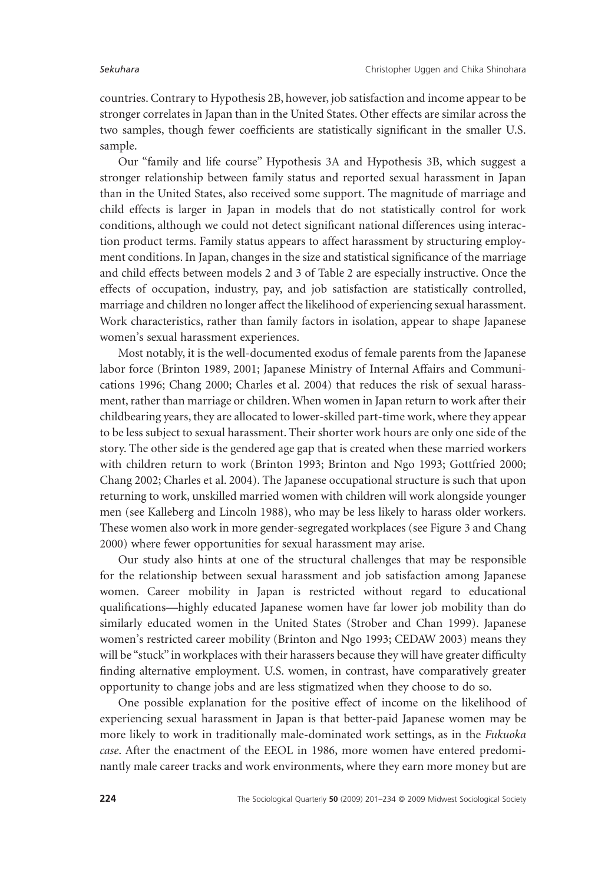countries. Contrary to Hypothesis 2B, however, job satisfaction and income appear to be stronger correlates in Japan than in the United States. Other effects are similar across the two samples, though fewer coefficients are statistically significant in the smaller U.S. sample.

Our "family and life course" Hypothesis 3A and Hypothesis 3B, which suggest a stronger relationship between family status and reported sexual harassment in Japan than in the United States, also received some support. The magnitude of marriage and child effects is larger in Japan in models that do not statistically control for work conditions, although we could not detect significant national differences using interaction product terms. Family status appears to affect harassment by structuring employment conditions. In Japan, changes in the size and statistical significance of the marriage and child effects between models 2 and 3 of Table 2 are especially instructive. Once the effects of occupation, industry, pay, and job satisfaction are statistically controlled, marriage and children no longer affect the likelihood of experiencing sexual harassment. Work characteristics, rather than family factors in isolation, appear to shape Japanese women's sexual harassment experiences.

Most notably, it is the well-documented exodus of female parents from the Japanese labor force (Brinton 1989, 2001; Japanese Ministry of Internal Affairs and Communications 1996; Chang 2000; Charles et al. 2004) that reduces the risk of sexual harassment, rather than marriage or children. When women in Japan return to work after their childbearing years, they are allocated to lower-skilled part-time work, where they appear to be less subject to sexual harassment. Their shorter work hours are only one side of the story. The other side is the gendered age gap that is created when these married workers with children return to work (Brinton 1993; Brinton and Ngo 1993; Gottfried 2000; Chang 2002; Charles et al. 2004). The Japanese occupational structure is such that upon returning to work, unskilled married women with children will work alongside younger men (see Kalleberg and Lincoln 1988), who may be less likely to harass older workers. These women also work in more gender-segregated workplaces (see Figure 3 and Chang 2000) where fewer opportunities for sexual harassment may arise.

Our study also hints at one of the structural challenges that may be responsible for the relationship between sexual harassment and job satisfaction among Japanese women. Career mobility in Japan is restricted without regard to educational qualifications—highly educated Japanese women have far lower job mobility than do similarly educated women in the United States (Strober and Chan 1999). Japanese women's restricted career mobility (Brinton and Ngo 1993; CEDAW 2003) means they will be "stuck" in workplaces with their harassers because they will have greater difficulty finding alternative employment. U.S. women, in contrast, have comparatively greater opportunity to change jobs and are less stigmatized when they choose to do so.

One possible explanation for the positive effect of income on the likelihood of experiencing sexual harassment in Japan is that better-paid Japanese women may be more likely to work in traditionally male-dominated work settings, as in the *Fukuoka case*. After the enactment of the EEOL in 1986, more women have entered predominantly male career tracks and work environments, where they earn more money but are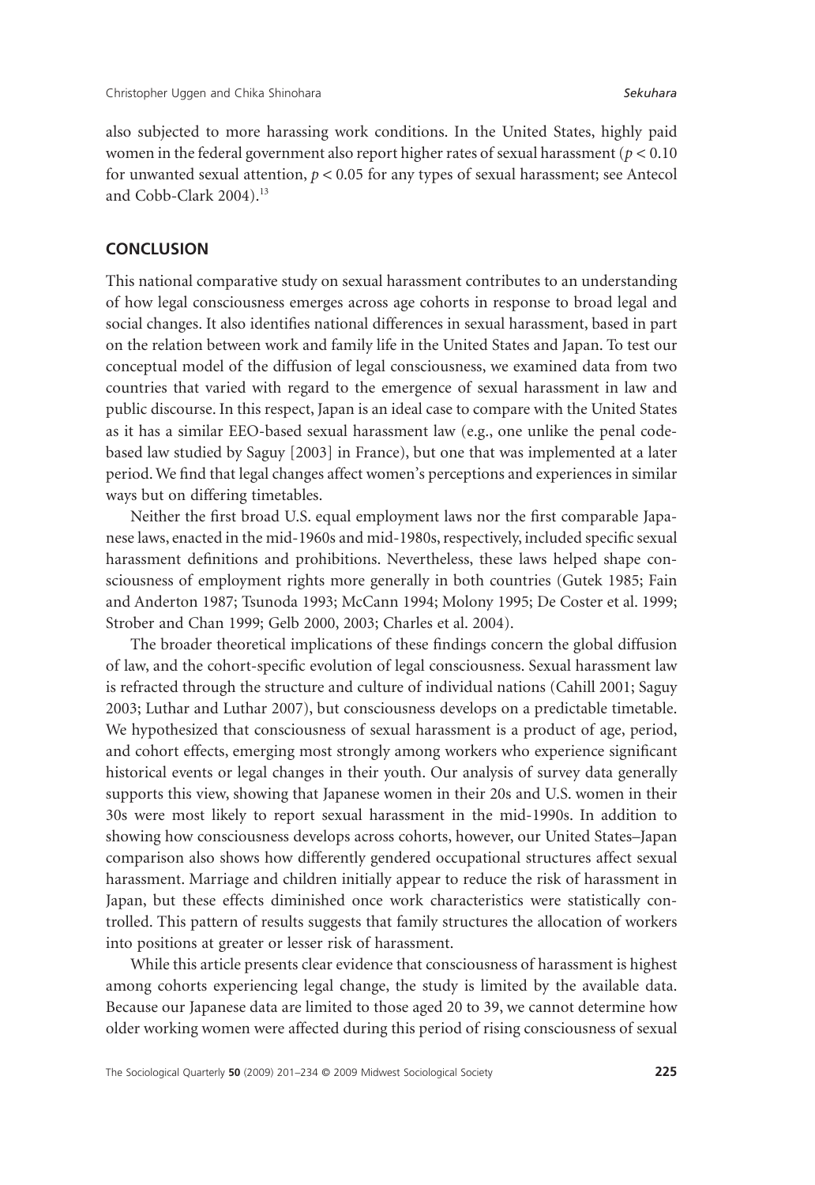also subjected to more harassing work conditions. In the United States, highly paid women in the federal government also report higher rates of sexual harassment ($p < 0.10$ for unwanted sexual attention, $p < 0.05$ for any types of sexual harassment; see Antecol and Cobb-Clark 2004).[13]

## CONCLUSION

This national comparative study on sexual harassment contributes to an understanding of how legal consciousness emerges across age cohorts in response to broad legal and social changes. It also identifies national differences in sexual harassment, based in part on the relation between work and family life in the United States and Japan. To test our conceptual model of the diffusion of legal consciousness, we examined data from two countries that varied with regard to the emergence of sexual harassment in law and public discourse. In this respect, Japan is an ideal case to compare with the United States as it has a similar EEO-based sexual harassment law (e.g., one unlike the penal code-based law studied by Saguy [2003] in France), but one that was implemented at a later period. We find that legal changes affect women's perceptions and experiences in similar ways but on differing timetables.

Neither the first broad U.S. equal employment laws nor the first comparable Japanese laws, enacted in the mid-1960s and mid-1980s, respectively, included specific sexual harassment definitions and prohibitions. Nevertheless, these laws helped shape consciousness of employment rights more generally in both countries (Gutek 1985; Fain and Anderton 1987; Tsunoda 1993; McCann 1994; Molony 1995; De Coster et al. 1999; Strober and Chan 1999; Gelb 2000, 2003; Charles et al. 2004).

The broader theoretical implications of these findings concern the global diffusion of law, and the cohort-specific evolution of legal consciousness. Sexual harassment law is refracted through the structure and culture of individual nations (Cahill 2001; Saguy 2003; Luthar and Luthar 2007), but consciousness develops on a predictable timetable. We hypothesized that consciousness of sexual harassment is a product of age, period, and cohort effects, emerging most strongly among workers who experience significant historical events or legal changes in their youth. Our analysis of survey data generally supports this view, showing that Japanese women in their 20s and U.S. women in their 30s were most likely to report sexual harassment in the mid-1990s. In addition to showing how consciousness develops across cohorts, however, our United States–Japan comparison also shows how differently gendered occupational structures affect sexual harassment. Marriage and children initially appear to reduce the risk of harassment in Japan, but these effects diminished once work characteristics were statistically controlled. This pattern of results suggests that family structures the allocation of workers into positions at greater or lesser risk of harassment.

While this article presents clear evidence that consciousness of harassment is highest among cohorts experiencing legal change, the study is limited by the available data. Because our Japanese data are limited to those aged 20 to 39, we cannot determine how older working women were affected during this period of rising consciousness of sexual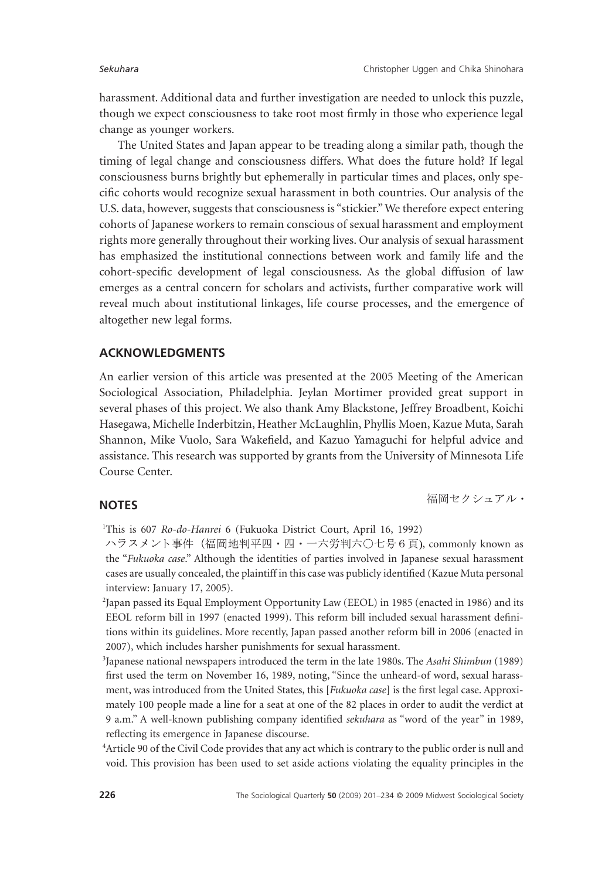harassment. Additional data and further investigation are needed to unlock this puzzle, though we expect consciousness to take root most firmly in those who experience legal change as younger workers.

The United States and Japan appear to be treading along a similar path, though the timing of legal change and consciousness differs. What does the future hold? If legal consciousness burns brightly but ephemerally in particular times and places, only specific cohorts would recognize sexual harassment in both countries. Our analysis of the U.S. data, however, suggests that consciousness is "stickier." We therefore expect entering cohorts of Japanese workers to remain conscious of sexual harassment and employment rights more generally throughout their working lives. Our analysis of sexual harassment has emphasized the institutional connections between work and family life and the cohort-specific development of legal consciousness. As the global diffusion of law emerges as a central concern for scholars and activists, further comparative work will reveal much about institutional linkages, life course processes, and the emergence of altogether new legal forms.

## ACKNOWLEDGMENTS

An earlier version of this article was presented at the 2005 Meeting of the American Sociological Association, Philadelphia. Jeylan Mortimer provided great support in several phases of this project. We also thank Amy Blackstone, Jeffrey Broadbent, Koichi Hasegawa, Michelle Inderbitzin, Heather McLaughlin, Phyllis Moen, Kazue Muta, Sarah Shannon, Mike Vuolo, Sara Wakefield, and Kazuo Yamaguchi for helpful advice and assistance. This research was supported by grants from the University of Minnesota Life Course Center.

## NOTES

[1]This is 607 *Ro-do-Hanrei* 6 (Fukuoka District Court, April 16, 1992) 福岡セクシュアル・ハラスメント事件（福岡地判平四・四・一六労判六〇七号６頁), commonly known as the "*Fukuoka case*." Although the identities of parties involved in Japanese sexual harassment cases are usually concealed, the plaintiff in this case was publicly identified (Kazue Muta personal interview: January 17, 2005).

[2]Japan passed its Equal Employment Opportunity Law (EEOL) in 1985 (enacted in 1986) and its EEOL reform bill in 1997 (enacted 1999). This reform bill included sexual harassment definitions within its guidelines. More recently, Japan passed another reform bill in 2006 (enacted in 2007), which includes harsher punishments for sexual harassment.

[3]Japanese national newspapers introduced the term in the late 1980s. The *Asahi Shimbun* (1989) first used the term on November 16, 1989, noting, "Since the unheard-of word, sexual harassment, was introduced from the United States, this [*Fukuoka case*] is the first legal case. Approximately 100 people made a line for a seat at one of the 82 places in order to audit the verdict at 9 a.m." A well-known publishing company identified *sekuhara* as "word of the year" in 1989, reflecting its emergence in Japanese discourse.

[4]Article 90 of the Civil Code provides that any act which is contrary to the public order is null and void. This provision has been used to set aside actions violating the equality principles in the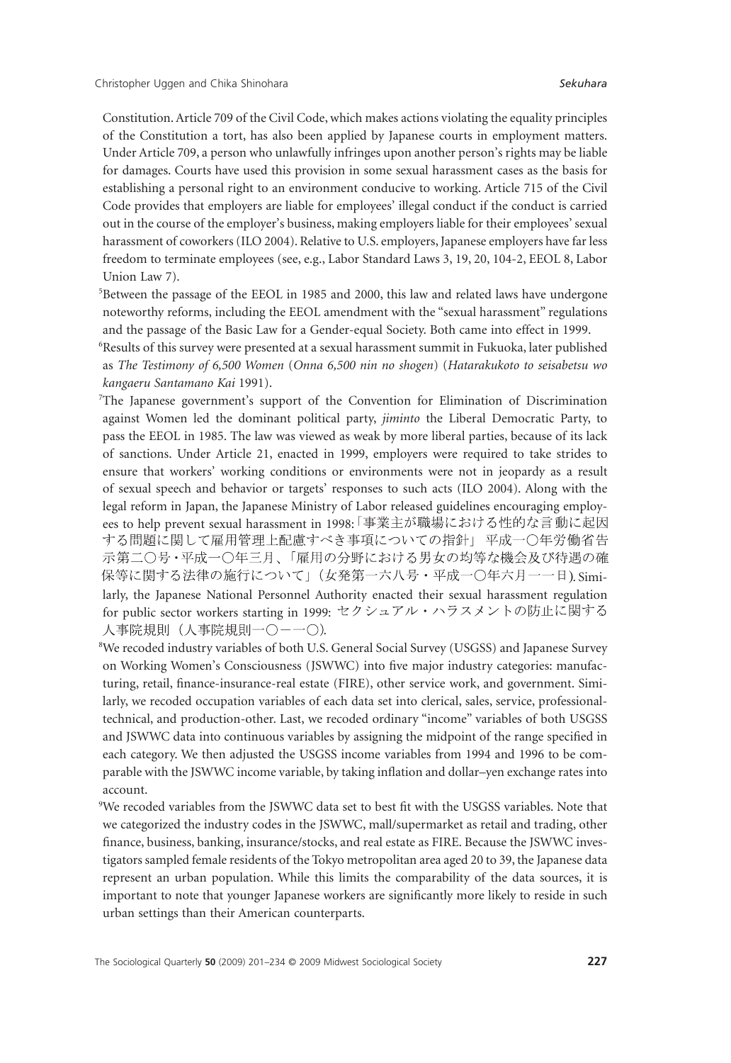Constitution. Article 709 of the Civil Code, which makes actions violating the equality principles of the Constitution a tort, has also been applied by Japanese courts in employment matters. Under Article 709, a person who unlawfully infringes upon another person's rights may be liable for damages. Courts have used this provision in some sexual harassment cases as the basis for establishing a personal right to an environment conducive to working. Article 715 of the Civil Code provides that employers are liable for employees' illegal conduct if the conduct is carried out in the course of the employer's business, making employers liable for their employees' sexual harassment of coworkers (ILO 2004). Relative to U.S. employers, Japanese employers have far less freedom to terminate employees (see, e.g., Labor Standard Laws 3, 19, 20, 104-2, EEOL 8, Labor Union Law 7).

[5]Between the passage of the EEOL in 1985 and 2000, this law and related laws have undergone noteworthy reforms, including the EEOL amendment with the "sexual harassment" regulations and the passage of the Basic Law for a Gender-equal Society. Both came into effect in 1999.

[6]Results of this survey were presented at a sexual harassment summit in Fukuoka, later published as *The Testimony of 6,500 Women* (*Onna 6,500 nin no shogen*) (*Hatarakukoto to seisabetsu wo kangaeru Santamano Kai* 1991).

[7]The Japanese government's support of the Convention for Elimination of Discrimination against Women led the dominant political party, *jiminto* the Liberal Democratic Party, to pass the EEOL in 1985. The law was viewed as weak by more liberal parties, because of its lack of sanctions. Under Article 21, enacted in 1999, employers were required to take strides to ensure that workers' working conditions or environments were not in jeopardy as a result of sexual speech and behavior or targets' responses to such acts (ILO 2004). Along with the legal reform in Japan, the Japanese Ministry of Labor released guidelines encouraging employees to help prevent sexual harassment in 1998:「事業主が職場における性的な言動に起因する問題に関して雇用管理上配慮すべき事項についての指針」平成一〇年労働省告示第二〇号・平成一〇年三月、「雇用の分野における男女の均等な機会及び待遇の確保等に関する法律の施行について」(女発第一六八号・平成一〇年六月一一日). Similarly, the Japanese National Personnel Authority enacted their sexual harassment regulation for public sector workers starting in 1999: セクシュアル・ハラスメントの防止に関する人事院規則（人事院規則一〇ー一〇).

[8]We recoded industry variables of both U.S. General Social Survey (USGSS) and Japanese Survey on Working Women's Consciousness (JSWWC) into five major industry categories: manufacturing, retail, finance-insurance-real estate (FIRE), other service work, and government. Similarly, we recoded occupation variables of each data set into clerical, sales, service, professional-technical, and production-other. Last, we recoded ordinary "income" variables of both USGSS and JSWWC data into continuous variables by assigning the midpoint of the range specified in each category. We then adjusted the USGSS income variables from 1994 and 1996 to be comparable with the JSWWC income variable, by taking inflation and dollar–yen exchange rates into account.

[9]We recoded variables from the JSWWC data set to best fit with the USGSS variables. Note that we categorized the industry codes in the JSWWC, mall/supermarket as retail and trading, other finance, business, banking, insurance/stocks, and real estate as FIRE. Because the JSWWC investigators sampled female residents of the Tokyo metropolitan area aged 20 to 39, the Japanese data represent an urban population. While this limits the comparability of the data sources, it is important to note that younger Japanese workers are significantly more likely to reside in such urban settings than their American counterparts.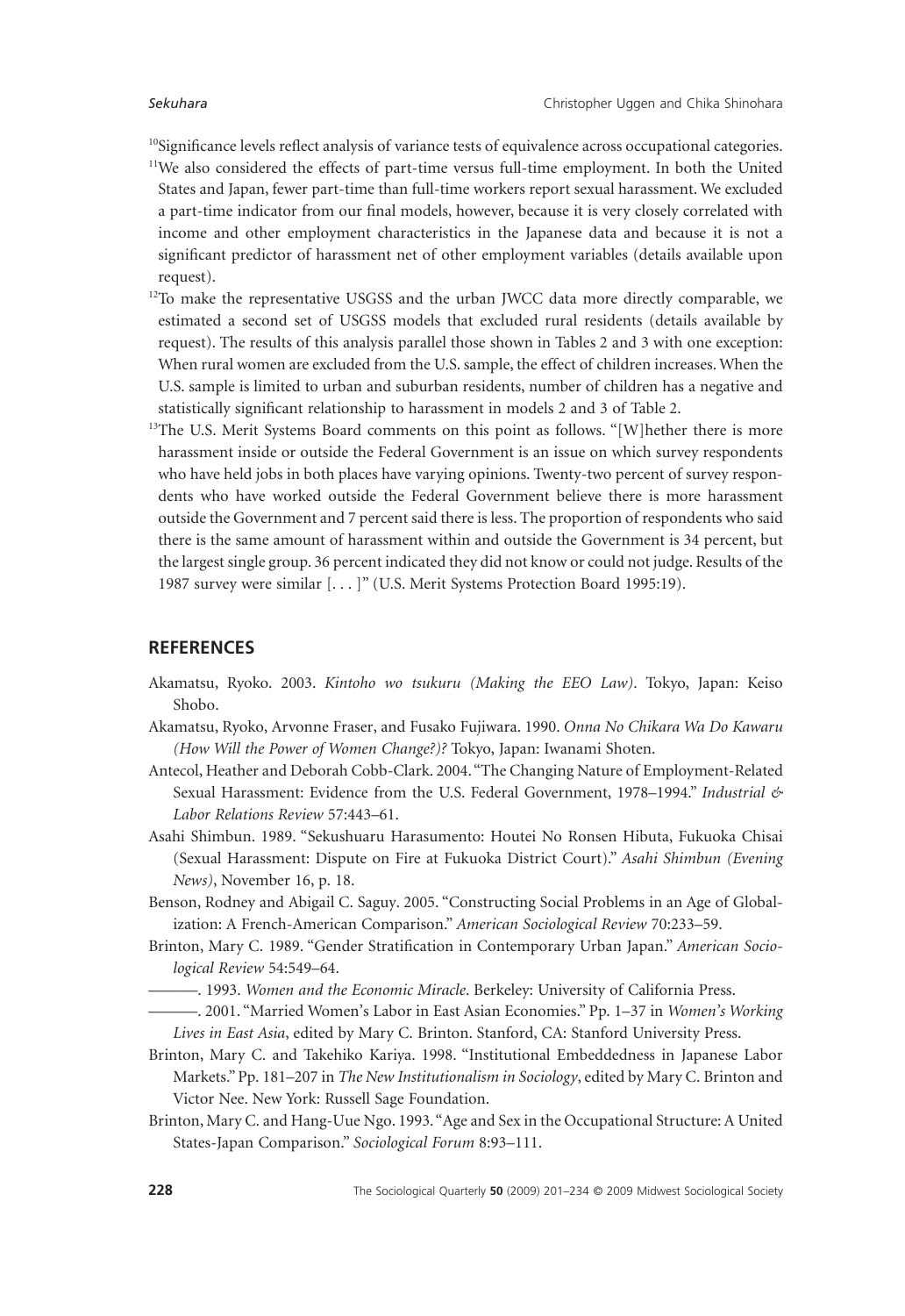[10]Significance levels reflect analysis of variance tests of equivalence across occupational categories.

[11]We also considered the effects of part-time versus full-time employment. In both the United States and Japan, fewer part-time than full-time workers report sexual harassment. We excluded a part-time indicator from our final models, however, because it is very closely correlated with income and other employment characteristics in the Japanese data and because it is not a significant predictor of harassment net of other employment variables (details available upon request).

[12]To make the representative USGSS and the urban JWCC data more directly comparable, we estimated a second set of USGSS models that excluded rural residents (details available by request). The results of this analysis parallel those shown in Tables 2 and 3 with one exception: When rural women are excluded from the U.S. sample, the effect of children increases. When the U.S. sample is limited to urban and suburban residents, number of children has a negative and statistically significant relationship to harassment in models 2 and 3 of Table 2.

[13]The U.S. Merit Systems Board comments on this point as follows. "[W]hether there is more harassment inside or outside the Federal Government is an issue on which survey respondents who have held jobs in both places have varying opinions. Twenty-two percent of survey respondents who have worked outside the Federal Government believe there is more harassment outside the Government and 7 percent said there is less. The proportion of respondents who said there is the same amount of harassment within and outside the Government is 34 percent, but the largest single group. 36 percent indicated they did not know or could not judge. Results of the 1987 survey were similar [. . . ]" (U.S. Merit Systems Protection Board 1995:19).

## REFERENCES

Akamatsu, Ryoko. 2003. *Kintoho wo tsukuru (Making the EEO Law)*. Tokyo, Japan: Keiso Shobo.

Akamatsu, Ryoko, Arvonne Fraser, and Fusako Fujiwara. 1990. *Onna No Chikara Wa Do Kawaru (How Will the Power of Women Change?)?* Tokyo, Japan: Iwanami Shoten.

Antecol, Heather and Deborah Cobb-Clark. 2004. "The Changing Nature of Employment-Related Sexual Harassment: Evidence from the U.S. Federal Government, 1978–1994." *Industrial & Labor Relations Review* 57:443–61.

Asahi Shimbun. 1989. "Sekushuaru Harasumento: Houtei No Ronsen Hibuta, Fukuoka Chisai (Sexual Harassment: Dispute on Fire at Fukuoka District Court)." *Asahi Shimbun (Evening News)*, November 16, p. 18.

Benson, Rodney and Abigail C. Saguy. 2005. "Constructing Social Problems in an Age of Globalization: A French-American Comparison." *American Sociological Review* 70:233–59.

Brinton, Mary C. 1989. "Gender Stratification in Contemporary Urban Japan." *American Sociological Review* 54:549–64.

———. 1993. *Women and the Economic Miracle*. Berkeley: University of California Press.

———. 2001. "Married Women's Labor in East Asian Economies." Pp. 1–37 in *Women's Working Lives in East Asia*, edited by Mary C. Brinton. Stanford, CA: Stanford University Press.

Brinton, Mary C. and Takehiko Kariya. 1998. "Institutional Embeddedness in Japanese Labor Markets." Pp. 181–207 in *The New Institutionalism in Sociology*, edited by Mary C. Brinton and Victor Nee. New York: Russell Sage Foundation.

Brinton, Mary C. and Hang-Uue Ngo. 1993. "Age and Sex in the Occupational Structure: A United States-Japan Comparison." *Sociological Forum* 8:93–111.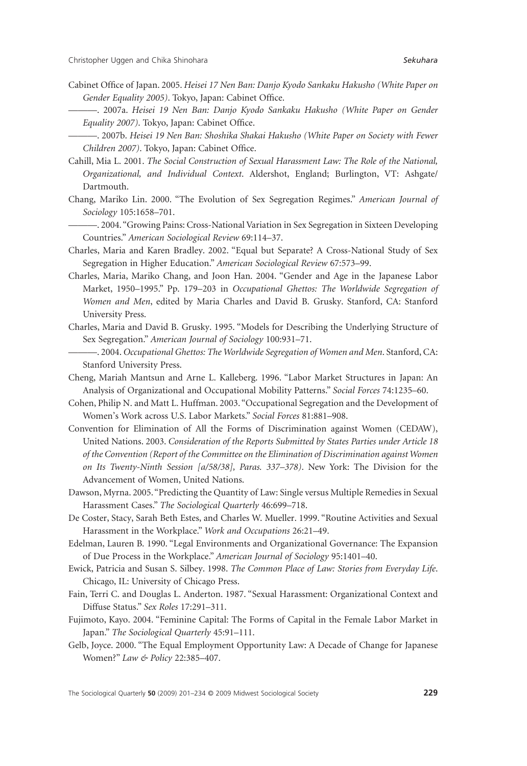Cabinet Office of Japan. 2005. *Heisei 17 Nen Ban: Danjo Kyodo Sankaku Hakusho (White Paper on Gender Equality 2005)*. Tokyo, Japan: Cabinet Office.

———. 2007a. *Heisei 19 Nen Ban: Danjo Kyodo Sankaku Hakusho (White Paper on Gender Equality 2007)*. Tokyo, Japan: Cabinet Office.

———. 2007b. *Heisei 19 Nen Ban: Shoshika Shakai Hakusho (White Paper on Society with Fewer Children 2007)*. Tokyo, Japan: Cabinet Office.

Cahill, Mia L. 2001. *The Social Construction of Sexual Harassment Law: The Role of the National, Organizational, and Individual Context*. Aldershot, England; Burlington, VT: Ashgate/Dartmouth.

Chang, Mariko Lin. 2000. "The Evolution of Sex Segregation Regimes." *American Journal of Sociology* 105:1658–701.

———. 2004. "Growing Pains: Cross-National Variation in Sex Segregation in Sixteen Developing Countries." *American Sociological Review* 69:114–37.

Charles, Maria and Karen Bradley. 2002. "Equal but Separate? A Cross-National Study of Sex Segregation in Higher Education." *American Sociological Review* 67:573–99.

Charles, Maria, Mariko Chang, and Joon Han. 2004. "Gender and Age in the Japanese Labor Market, 1950–1995." Pp. 179–203 in *Occupational Ghettos: The Worldwide Segregation of Women and Men*, edited by Maria Charles and David B. Grusky. Stanford, CA: Stanford University Press.

Charles, Maria and David B. Grusky. 1995. "Models for Describing the Underlying Structure of Sex Segregation." *American Journal of Sociology* 100:931–71.

———. 2004. *Occupational Ghettos: The Worldwide Segregation of Women and Men*. Stanford, CA: Stanford University Press.

Cheng, Mariah Mantsun and Arne L. Kalleberg. 1996. "Labor Market Structures in Japan: An Analysis of Organizational and Occupational Mobility Patterns." *Social Forces* 74:1235–60.

Cohen, Philip N. and Matt L. Huffman. 2003. "Occupational Segregation and the Development of Women's Work across U.S. Labor Markets." *Social Forces* 81:881–908.

Convention for Elimination of All the Forms of Discrimination against Women (CEDAW), United Nations. 2003. *Consideration of the Reports Submitted by States Parties under Article 18 of the Convention (Report of the Committee on the Elimination of Discrimination against Women on Its Twenty-Ninth Session [a/58/38], Paras. 337–378)*. New York: The Division for the Advancement of Women, United Nations.

Dawson, Myrna. 2005. "Predicting the Quantity of Law: Single versus Multiple Remedies in Sexual Harassment Cases." *The Sociological Quarterly* 46:699–718.

De Coster, Stacy, Sarah Beth Estes, and Charles W. Mueller. 1999. "Routine Activities and Sexual Harassment in the Workplace." *Work and Occupations* 26:21–49.

Edelman, Lauren B. 1990. "Legal Environments and Organizational Governance: The Expansion of Due Process in the Workplace." *American Journal of Sociology* 95:1401–40.

Ewick, Patricia and Susan S. Silbey. 1998. *The Common Place of Law: Stories from Everyday Life*. Chicago, IL: University of Chicago Press.

Fain, Terri C. and Douglas L. Anderton. 1987. "Sexual Harassment: Organizational Context and Diffuse Status." *Sex Roles* 17:291–311.

Fujimoto, Kayo. 2004. "Feminine Capital: The Forms of Capital in the Female Labor Market in Japan." *The Sociological Quarterly* 45:91–111.

Gelb, Joyce. 2000. "The Equal Employment Opportunity Law: A Decade of Change for Japanese Women?" *Law & Policy* 22:385–407.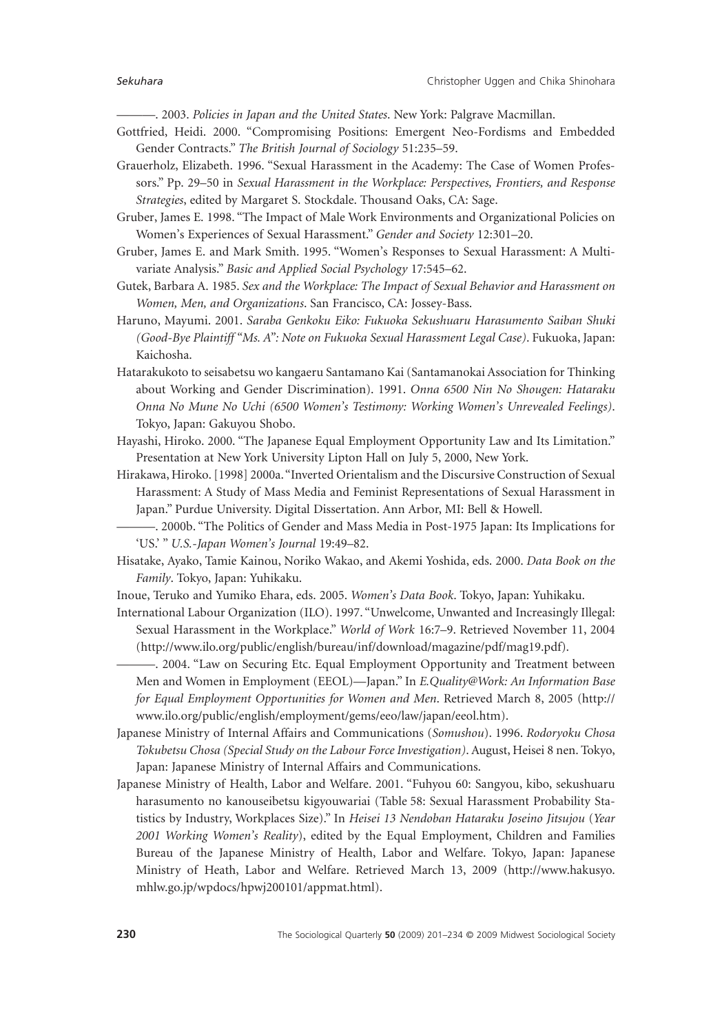———. 2003. *Policies in Japan and the United States*. New York: Palgrave Macmillan.

Gottfried, Heidi. 2000. "Compromising Positions: Emergent Neo-Fordisms and Embedded Gender Contracts." *The British Journal of Sociology* 51:235–59.

Grauerholz, Elizabeth. 1996. "Sexual Harassment in the Academy: The Case of Women Professors." Pp. 29–50 in *Sexual Harassment in the Workplace: Perspectives, Frontiers, and Response Strategies*, edited by Margaret S. Stockdale. Thousand Oaks, CA: Sage.

Gruber, James E. 1998. "The Impact of Male Work Environments and Organizational Policies on Women's Experiences of Sexual Harassment." *Gender and Society* 12:301–20.

Gruber, James E. and Mark Smith. 1995. "Women's Responses to Sexual Harassment: A Multivariate Analysis." *Basic and Applied Social Psychology* 17:545–62.

Gutek, Barbara A. 1985. *Sex and the Workplace: The Impact of Sexual Behavior and Harassment on Women, Men, and Organizations*. San Francisco, CA: Jossey-Bass.

Haruno, Mayumi. 2001. *Saraba Genkoku Eiko: Fukuoka Sekushuaru Harasumento Saiban Shuki (Good-Bye Plaintiff "Ms. A": Note on Fukuoka Sexual Harassment Legal Case)*. Fukuoka, Japan: Kaichosha.

Hatarakukoto to seisabetsu wo kangaeru Santamano Kai (Santamanokai Association for Thinking about Working and Gender Discrimination). 1991. *Onna 6500 Nin No Shougen: Hataraku Onna No Mune No Uchi (6500 Women's Testimony: Working Women's Unrevealed Feelings)*. Tokyo, Japan: Gakuyou Shobo.

Hayashi, Hiroko. 2000. "The Japanese Equal Employment Opportunity Law and Its Limitation." Presentation at New York University Lipton Hall on July 5, 2000, New York.

Hirakawa, Hiroko. [1998] 2000a. "Inverted Orientalism and the Discursive Construction of Sexual Harassment: A Study of Mass Media and Feminist Representations of Sexual Harassment in Japan." Purdue University. Digital Dissertation. Ann Arbor, MI: Bell & Howell.

———. 2000b. "The Politics of Gender and Mass Media in Post-1975 Japan: Its Implications for 'US.' " *U.S.-Japan Women's Journal* 19:49–82.

Hisatake, Ayako, Tamie Kainou, Noriko Wakao, and Akemi Yoshida, eds. 2000. *Data Book on the Family*. Tokyo, Japan: Yuhikaku.

Inoue, Teruko and Yumiko Ehara, eds. 2005. *Women's Data Book*. Tokyo, Japan: Yuhikaku.

International Labour Organization (ILO). 1997. "Unwelcome, Unwanted and Increasingly Illegal: Sexual Harassment in the Workplace." *World of Work* 16:7–9. Retrieved November 11, 2004 (http://www.ilo.org/public/english/bureau/inf/download/magazine/pdf/mag19.pdf).

———. 2004. "Law on Securing Etc. Equal Employment Opportunity and Treatment between Men and Women in Employment (EEOL)—Japan." In *E.Quality@Work: An Information Base for Equal Employment Opportunities for Women and Men*. Retrieved March 8, 2005 (http://www.ilo.org/public/english/employment/gems/eeo/law/japan/eeol.htm).

Japanese Ministry of Internal Affairs and Communications (*Somushou*). 1996. *Rodoryoku Chosa Tokubetsu Chosa (Special Study on the Labour Force Investigation)*. August, Heisei 8 nen. Tokyo, Japan: Japanese Ministry of Internal Affairs and Communications.

Japanese Ministry of Health, Labor and Welfare. 2001. "Fuhyou 60: Sangyou, kibo, sekushuaru harasumento no kanouseibetsu kigyouwariai (Table 58: Sexual Harassment Probability Statistics by Industry, Workplaces Size)." In *Heisei 13 Nendoban Hataraku Joseino Jitsujou* (*Year 2001 Working Women's Reality*), edited by the Equal Employment, Children and Families Bureau of the Japanese Ministry of Health, Labor and Welfare. Tokyo, Japan: Japanese Ministry of Heath, Labor and Welfare. Retrieved March 13, 2009 (http://www.hakusyo.mhlw.go.jp/wpdocs/hpwj200101/appmat.html).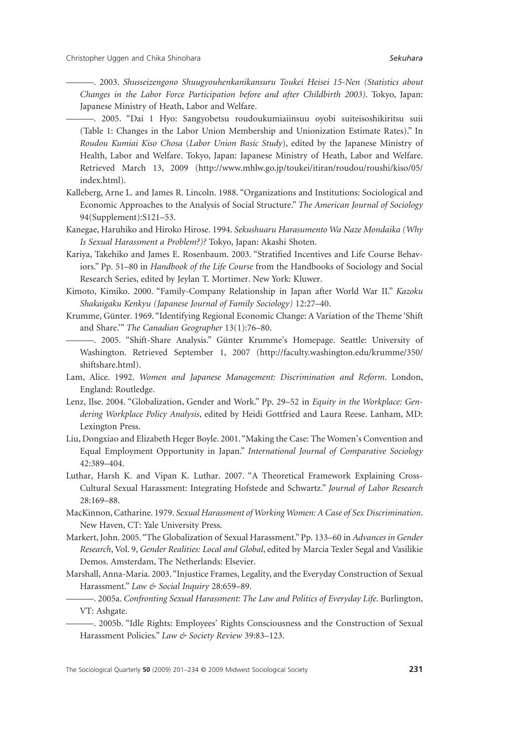———. 2003. *Shusseizengono Shuugyouhenkanikansuru Toukei Heisei 15-Nen (Statistics about Changes in the Labor Force Participation before and after Childbirth 2003)*. Tokyo, Japan: Japanese Ministry of Heath, Labor and Welfare.

———. 2005. "Dai 1 Hyo: Sangyobetsu roudoukumiaiinsuu oyobi suiteisoshikiritsu suii (Table 1: Changes in the Labor Union Membership and Unionization Estimate Rates)." In *Roudou Kumiai Kiso Chosa* (*Labor Union Basic Study*), edited by the Japanese Ministry of Health, Labor and Welfare. Tokyo, Japan: Japanese Ministry of Heath, Labor and Welfare. Retrieved March 13, 2009 (http://www.mhlw.go.jp/toukei/itiran/roudou/roushi/kiso/05/index.html).

Kalleberg, Arne L. and James R. Lincoln. 1988. "Organizations and Institutions: Sociological and Economic Approaches to the Analysis of Social Structure." *The American Journal of Sociology* 94(Supplement):S121–53.

Kanegae, Haruhiko and Hiroko Hirose. 1994. *Sekushuaru Harasumento Wa Naze Mondaika (Why Is Sexual Harassment a Problem?)?* Tokyo, Japan: Akashi Shoten.

Kariya, Takehiko and James E. Rosenbaum. 2003. "Stratified Incentives and Life Course Behaviors." Pp. 51–80 in *Handbook of the Life Course* from the Handbooks of Sociology and Social Research Series, edited by Jeylan T. Mortimer. New York: Kluwer.

Kimoto, Kimiko. 2000. "Family-Company Relationship in Japan after World War II." *Kazoku Shakaigaku Kenkyu (Japanese Journal of Family Sociology)* 12:27–40.

Krumme, Günter. 1969. "Identifying Regional Economic Change: A Variation of the Theme 'Shift and Share.'" *The Canadian Geographer* 13(1):76–80.

———. 2005. "Shift-Share Analysis." Günter Krumme's Homepage. Seattle: University of Washington. Retrieved September 1, 2007 (http://faculty.washington.edu/krumme/350/shiftshare.html).

Lam, Alice. 1992. *Women and Japanese Management: Discrimination and Reform*. London, England: Routledge.

Lenz, Ilse. 2004. "Globalization, Gender and Work." Pp. 29–52 in *Equity in the Workplace: Gendering Workplace Policy Analysis*, edited by Heidi Gottfried and Laura Reese. Lanham, MD: Lexington Press.

Liu, Dongxiao and Elizabeth Heger Boyle. 2001. "Making the Case: The Women's Convention and Equal Employment Opportunity in Japan." *International Journal of Comparative Sociology* 42:389–404.

Luthar, Harsh K. and Vipan K. Luthar. 2007. "A Theoretical Framework Explaining Cross-Cultural Sexual Harassment: Integrating Hofstede and Schwartz." *Journal of Labor Research* 28:169–88.

MacKinnon, Catharine. 1979. *Sexual Harassment of Working Women: A Case of Sex Discrimination*. New Haven, CT: Yale University Press.

Markert, John. 2005. "The Globalization of Sexual Harassment." Pp. 133–60 in *Advances in Gender Research*, Vol. 9, *Gender Realities: Local and Global*, edited by Marcia Texler Segal and Vasilikie Demos. Amsterdam, The Netherlands: Elsevier.

Marshall, Anna-Maria. 2003. "Injustice Frames, Legality, and the Everyday Construction of Sexual Harassment." *Law & Social Inquiry* 28:659–89.

———. 2005a. *Confronting Sexual Harassment: The Law and Politics of Everyday Life*. Burlington, VT: Ashgate.

———. 2005b. "Idle Rights: Employees' Rights Consciousness and the Construction of Sexual Harassment Policies." *Law & Society Review* 39:83–123.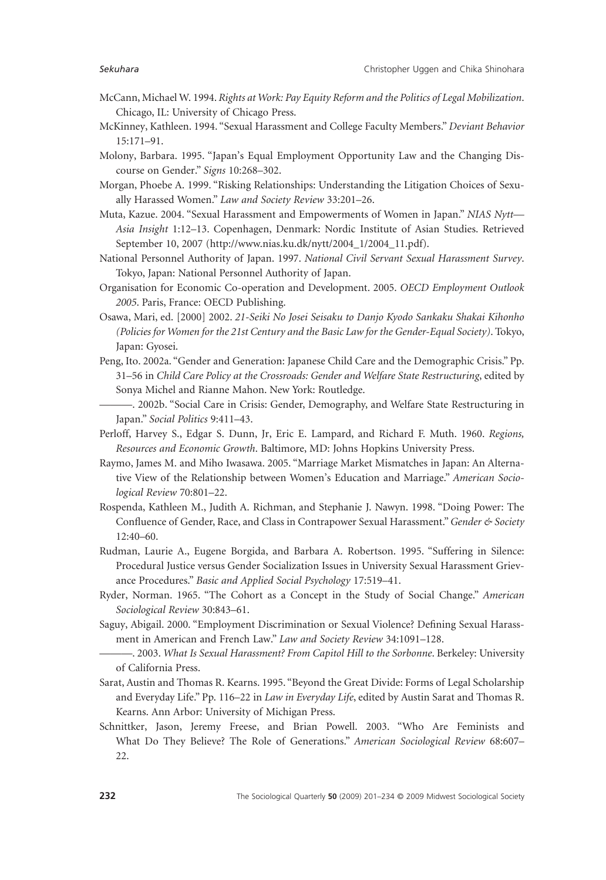McCann, Michael W. 1994. *Rights at Work: Pay Equity Reform and the Politics of Legal Mobilization*. Chicago, IL: University of Chicago Press.

McKinney, Kathleen. 1994. "Sexual Harassment and College Faculty Members." *Deviant Behavior* 15:171–91.

Molony, Barbara. 1995. "Japan's Equal Employment Opportunity Law and the Changing Discourse on Gender." *Signs* 10:268–302.

Morgan, Phoebe A. 1999. "Risking Relationships: Understanding the Litigation Choices of Sexually Harassed Women." *Law and Society Review* 33:201–26.

Muta, Kazue. 2004. "Sexual Harassment and Empowerments of Women in Japan." *NIAS Nytt—Asia Insight* 1:12–13. Copenhagen, Denmark: Nordic Institute of Asian Studies. Retrieved September 10, 2007 (http://www.nias.ku.dk/nytt/2004_1/2004_11.pdf).

National Personnel Authority of Japan. 1997. *National Civil Servant Sexual Harassment Survey*. Tokyo, Japan: National Personnel Authority of Japan.

Organisation for Economic Co-operation and Development. 2005. *OECD Employment Outlook 2005*. Paris, France: OECD Publishing.

Osawa, Mari, ed. [2000] 2002. *21-Seiki No Josei Seisaku to Danjo Kyodo Sankaku Shakai Kihonho (Policies for Women for the 21st Century and the Basic Law for the Gender-Equal Society)*. Tokyo, Japan: Gyosei.

Peng, Ito. 2002a. "Gender and Generation: Japanese Child Care and the Demographic Crisis." Pp. 31–56 in *Child Care Policy at the Crossroads: Gender and Welfare State Restructuring*, edited by Sonya Michel and Rianne Mahon. New York: Routledge.

———. 2002b. "Social Care in Crisis: Gender, Demography, and Welfare State Restructuring in Japan." *Social Politics* 9:411–43.

Perloff, Harvey S., Edgar S. Dunn, Jr, Eric E. Lampard, and Richard F. Muth. 1960. *Regions, Resources and Economic Growth*. Baltimore, MD: Johns Hopkins University Press.

Raymo, James M. and Miho Iwasawa. 2005. "Marriage Market Mismatches in Japan: An Alternative View of the Relationship between Women's Education and Marriage." *American Sociological Review* 70:801–22.

Rospenda, Kathleen M., Judith A. Richman, and Stephanie J. Nawyn. 1998. "Doing Power: The Confluence of Gender, Race, and Class in Contrapower Sexual Harassment." *Gender & Society* 12:40–60.

Rudman, Laurie A., Eugene Borgida, and Barbara A. Robertson. 1995. "Suffering in Silence: Procedural Justice versus Gender Socialization Issues in University Sexual Harassment Grievance Procedures." *Basic and Applied Social Psychology* 17:519–41.

Ryder, Norman. 1965. "The Cohort as a Concept in the Study of Social Change." *American Sociological Review* 30:843–61.

Saguy, Abigail. 2000. "Employment Discrimination or Sexual Violence? Defining Sexual Harassment in American and French Law." *Law and Society Review* 34:1091–128.

———. 2003. *What Is Sexual Harassment? From Capitol Hill to the Sorbonne*. Berkeley: University of California Press.

Sarat, Austin and Thomas R. Kearns. 1995. "Beyond the Great Divide: Forms of Legal Scholarship and Everyday Life." Pp. 116–22 in *Law in Everyday Life*, edited by Austin Sarat and Thomas R. Kearns. Ann Arbor: University of Michigan Press.

Schnittker, Jason, Jeremy Freese, and Brian Powell. 2003. "Who Are Feminists and What Do They Believe? The Role of Generations." *American Sociological Review* 68:607–22.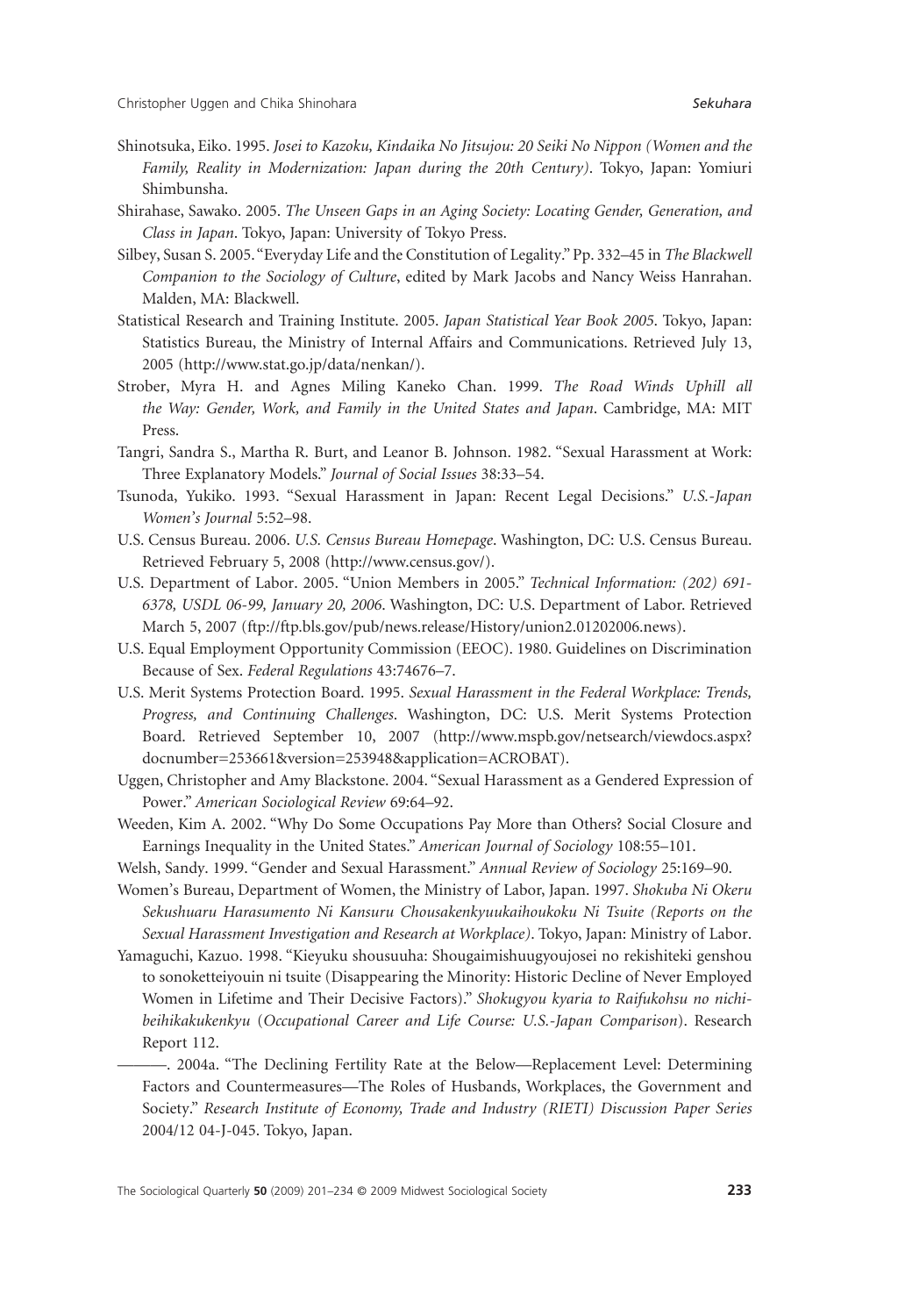Shinotsuka, Eiko. 1995. *Josei to Kazoku, Kindaika No Jitsujou: 20 Seiki No Nippon (Women and the Family, Reality in Modernization: Japan during the 20th Century)*. Tokyo, Japan: Yomiuri Shimbunsha.

Shirahase, Sawako. 2005. *The Unseen Gaps in an Aging Society: Locating Gender, Generation, and Class in Japan*. Tokyo, Japan: University of Tokyo Press.

Silbey, Susan S. 2005. "Everyday Life and the Constitution of Legality." Pp. 332–45 in *The Blackwell Companion to the Sociology of Culture*, edited by Mark Jacobs and Nancy Weiss Hanrahan. Malden, MA: Blackwell.

Statistical Research and Training Institute. 2005. *Japan Statistical Year Book 2005*. Tokyo, Japan: Statistics Bureau, the Ministry of Internal Affairs and Communications. Retrieved July 13, 2005 (http://www.stat.go.jp/data/nenkan/).

Strober, Myra H. and Agnes Miling Kaneko Chan. 1999. *The Road Winds Uphill all the Way: Gender, Work, and Family in the United States and Japan*. Cambridge, MA: MIT Press.

Tangri, Sandra S., Martha R. Burt, and Leanor B. Johnson. 1982. "Sexual Harassment at Work: Three Explanatory Models." *Journal of Social Issues* 38:33–54.

Tsunoda, Yukiko. 1993. "Sexual Harassment in Japan: Recent Legal Decisions." *U.S.-Japan Women's Journal* 5:52–98.

U.S. Census Bureau. 2006. *U.S. Census Bureau Homepage*. Washington, DC: U.S. Census Bureau. Retrieved February 5, 2008 (http://www.census.gov/).

U.S. Department of Labor. 2005. "Union Members in 2005." *Technical Information: (202) 691-6378, USDL 06-99, January 20, 2006*. Washington, DC: U.S. Department of Labor. Retrieved March 5, 2007 (ftp://ftp.bls.gov/pub/news.release/History/union2.01202006.news).

U.S. Equal Employment Opportunity Commission (EEOC). 1980. Guidelines on Discrimination Because of Sex. *Federal Regulations* 43:74676–7.

U.S. Merit Systems Protection Board. 1995. *Sexual Harassment in the Federal Workplace: Trends, Progress, and Continuing Challenges*. Washington, DC: U.S. Merit Systems Protection Board. Retrieved September 10, 2007 (http://www.mspb.gov/netsearch/viewdocs.aspx?docnumber=253661&version=253948&application=ACROBAT).

Uggen, Christopher and Amy Blackstone. 2004. "Sexual Harassment as a Gendered Expression of Power." *American Sociological Review* 69:64–92.

Weeden, Kim A. 2002. "Why Do Some Occupations Pay More than Others? Social Closure and Earnings Inequality in the United States." *American Journal of Sociology* 108:55–101.

Welsh, Sandy. 1999. "Gender and Sexual Harassment." *Annual Review of Sociology* 25:169–90.

Women's Bureau, Department of Women, the Ministry of Labor, Japan. 1997. *Shokuba Ni Okeru Sekushuaru Harasumento Ni Kansuru Chousakenkyuukaihoukoku Ni Tsuite (Reports on the Sexual Harassment Investigation and Research at Workplace)*. Tokyo, Japan: Ministry of Labor.

Yamaguchi, Kazuo. 1998. "Kieyuku shousuuha: Shougaimishuugyoujosei no rekishiteki genshou to sonoketteiyouin ni tsuite (Disappearing the Minority: Historic Decline of Never Employed Women in Lifetime and Their Decisive Factors)." *Shokugyou kyaria to Raifukohsu no nichibeihikakukenkyu* (*Occupational Career and Life Course: U.S.-Japan Comparison*). Research Report 112.

———. 2004a. "The Declining Fertility Rate at the Below—Replacement Level: Determining Factors and Countermeasures—The Roles of Husbands, Workplaces, the Government and Society." *Research Institute of Economy, Trade and Industry (RIETI) Discussion Paper Series* 2004/12 04-J-045. Tokyo, Japan.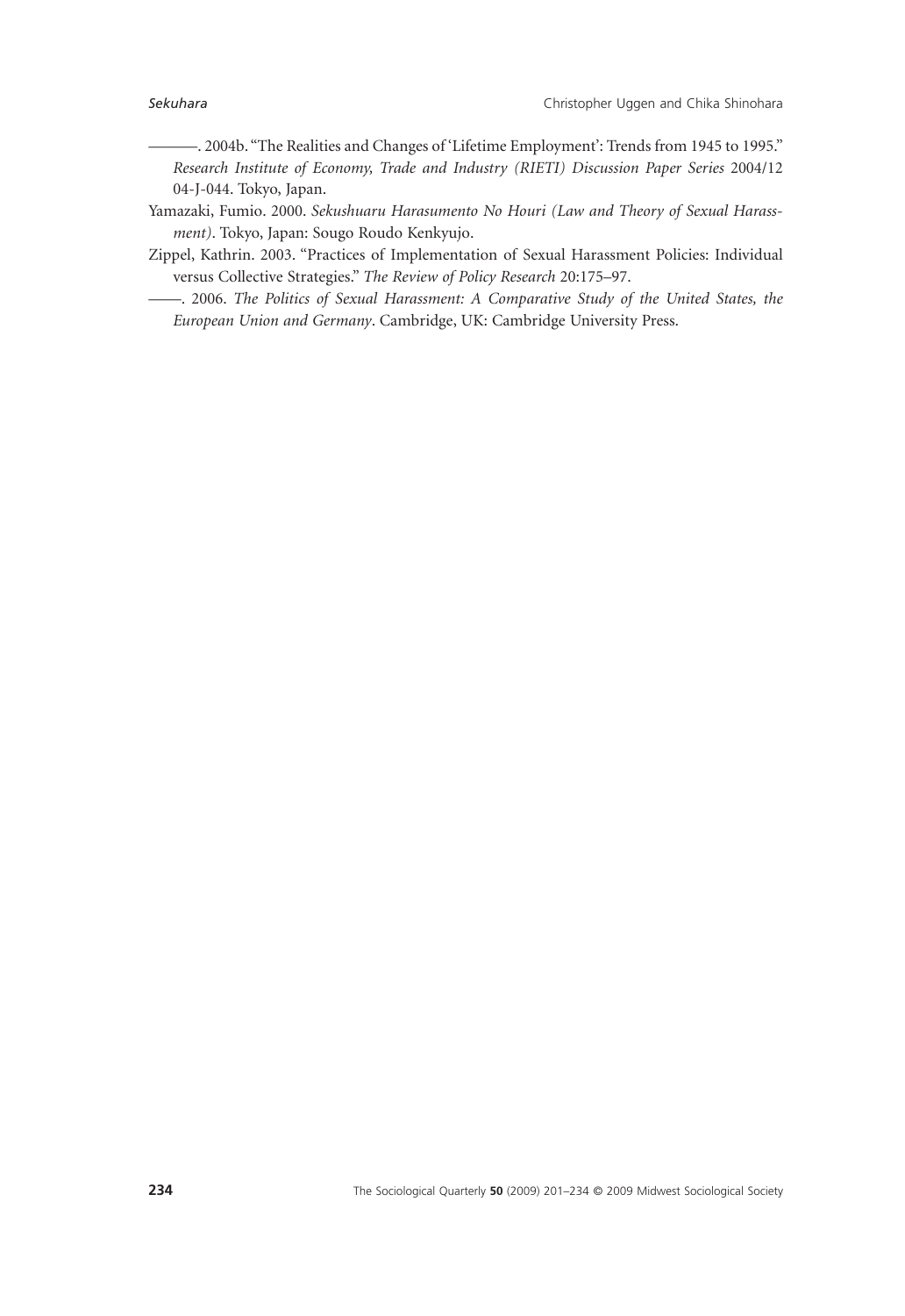———. 2004b. "The Realities and Changes of 'Lifetime Employment': Trends from 1945 to 1995." *Research Institute of Economy, Trade and Industry (RIETI) Discussion Paper Series* 2004/12 04-J-044. Tokyo, Japan.

Yamazaki, Fumio. 2000. *Sekushuaru Harasumento No Houri (Law and Theory of Sexual Harassment)*. Tokyo, Japan: Sougo Roudo Kenkyujo.

Zippel, Kathrin. 2003. "Practices of Implementation of Sexual Harassment Policies: Individual versus Collective Strategies." *The Review of Policy Research* 20:175–97.

——. 2006. *The Politics of Sexual Harassment: A Comparative Study of the United States, the European Union and Germany*. Cambridge, UK: Cambridge University Press.